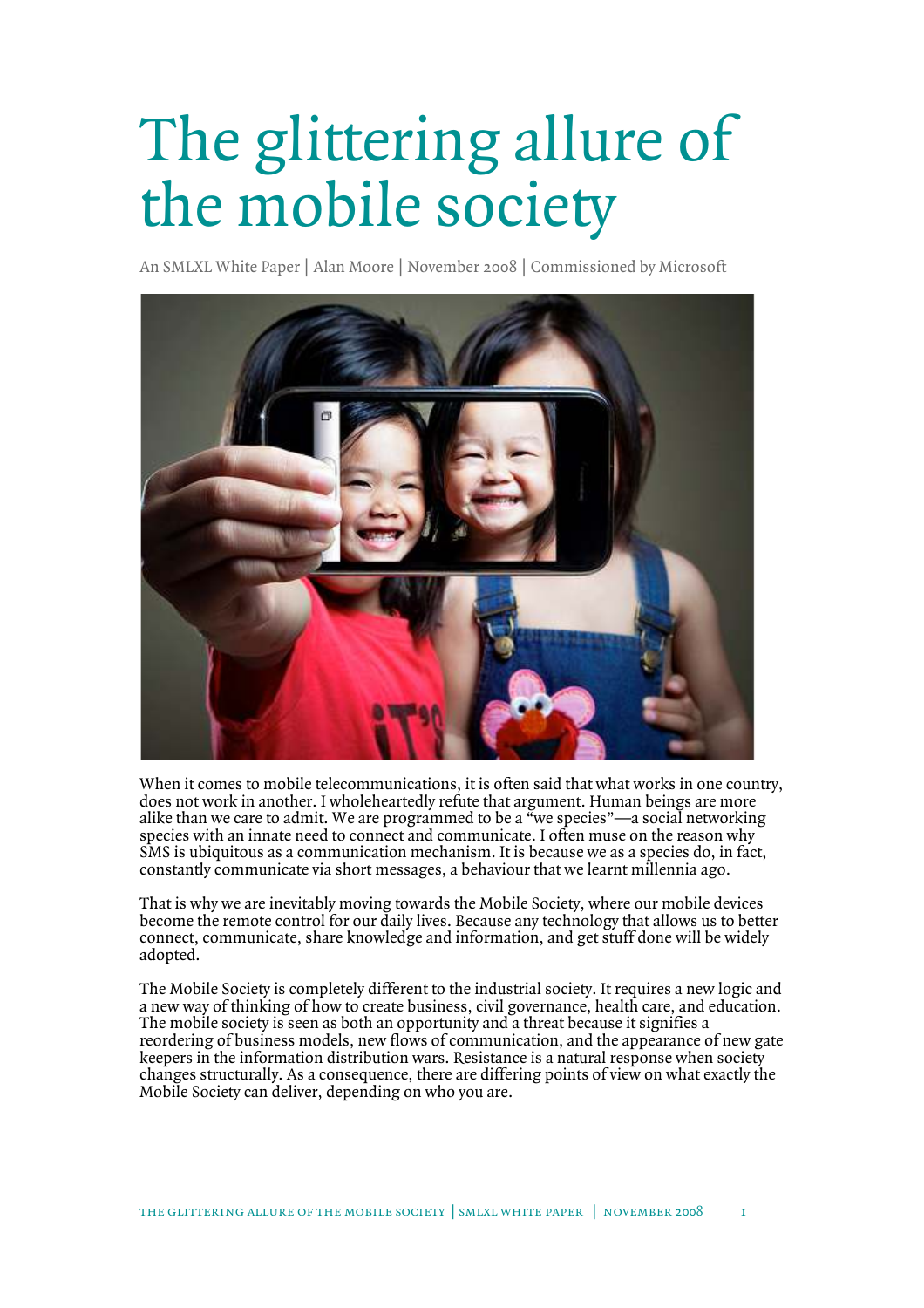# The glittering allure of the mobile society

An SMLXL White Paper | Alan Moore | November 2008 | Commissioned by Microsoft

When it comes to mobile telecommunications, it is often said that what works in one country, does not work in another. I wholeheartedly refute that argument. Human beings are more alike than we care to admit. We are programmed to be a "we species"—a social networking species with an innate need to connect and communicate. I often muse on the reason why SMS is ubiquitous as a communication mechanism. It is because we as a species do, in fact, constantly communicate via short messages, a behaviour that we learnt millennia ago.

That is why we are inevitably moving towards the Mobile Society, where our mobile devices become the remote control for our daily lives. Because any technology that allows us to better connect, communicate, share knowledge and information, and get stuff done will be widely adopted.

The Mobile Society is completely different to the industrial society. It requires a new logic and a new way of thinking of how to create business, civil governance, health care, and education. The mobile society is seen as both an opportunity and a threat because it signifies a reordering of business models, new flows of communication, and the appearance of new gate keepers in the information distribution wars. Resistance is a natural response when society changes structurally. As a consequence, there are differing points of view on what exactly the Mobile Society can deliver, depending on who you are.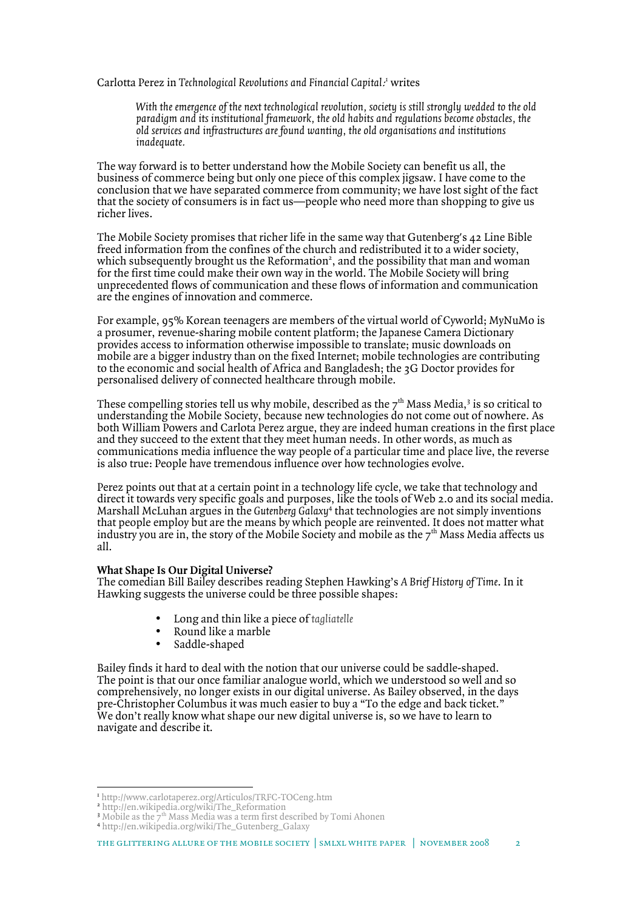Carlotta Perez in *Technological Revolutions and Financial Capital:*[1] writes

> *With the emergence of the next technological revolution, society is still strongly wedded to the old paradigm and its institutional framework, the old habits and regulations become obstacles, the old services and infrastructures are found wanting, the old organisations and institutions inadequate.*

The way forward is to better understand how the Mobile Society can benefit us all, the business of commerce being but only one piece of this complex jigsaw. I have come to the conclusion that we have separated commerce from community; we have lost sight of the fact that the society of consumers is in fact us—people who need more than shopping to give us richer lives.

The Mobile Society promises that richer life in the same way that Gutenberg's 42 Line Bible freed information from the confines of the church and redistributed it to a wider society, which subsequently brought us the Reformation[2], and the possibility that man and woman for the first time could make their own way in the world. The Mobile Society will bring unprecedented flows of communication and these flows of information and communication are the engines of innovation and commerce.

For example, 95% Korean teenagers are members of the virtual world of Cyworld; MyNuMo is a prosumer, revenue-sharing mobile content platform; the Japanese Camera Dictionary provides access to information otherwise impossible to translate; music downloads on mobile are a bigger industry than on the fixed Internet; mobile technologies are contributing to the economic and social health of Africa and Bangladesh; the 3G Doctor provides for personalised delivery of connected healthcare through mobile.

These compelling stories tell us why mobile, described as the 7th Mass Media,[3] is so critical to understanding the Mobile Society, because new technologies do not come out of nowhere. As both William Powers and Carlota Perez argue, they are indeed human creations in the first place and they succeed to the extent that they meet human needs. In other words, as much as communications media influence the way people of a particular time and place live, the reverse is also true: People have tremendous influence over how technologies evolve.

Perez points out that at a certain point in a technology life cycle, we take that technology and direct it towards very specific goals and purposes, like the tools of Web 2.0 and its social media. Marshall McLuhan argues in the *Gutenberg Galaxy*[4] that technologies are not simply inventions that people employ but are the means by which people are reinvented. It does not matter what industry you are in, the story of the Mobile Society and mobile as the 7th Mass Media affects us all.

**What Shape Is Our Digital Universe?**

The comedian Bill Bailey describes reading Stephen Hawking's *A Brief History of Time*. In it Hawking suggests the universe could be three possible shapes:

- Long and thin like a piece of *tagliatelle*
- Round like a marble
- Saddle-shaped

Bailey finds it hard to deal with the notion that our universe could be saddle-shaped. The point is that our once familiar analogue world, which we understood so well and so comprehensively, no longer exists in our digital universe. As Bailey observed, in the days pre-Christopher Columbus it was much easier to buy a "To the edge and back ticket." We don't really know what shape our new digital universe is, so we have to learn to navigate and describe it.

---

[1] http://www.carlotaperez.org/Articulos/TRFC-TOCeng.htm
[2] http://en.wikipedia.org/wiki/The_Reformation
[3] Mobile as the 7th Mass Media was a term first described by Tomi Ahonen
[4] http://en.wikipedia.org/wiki/The_Gutenberg_Galaxy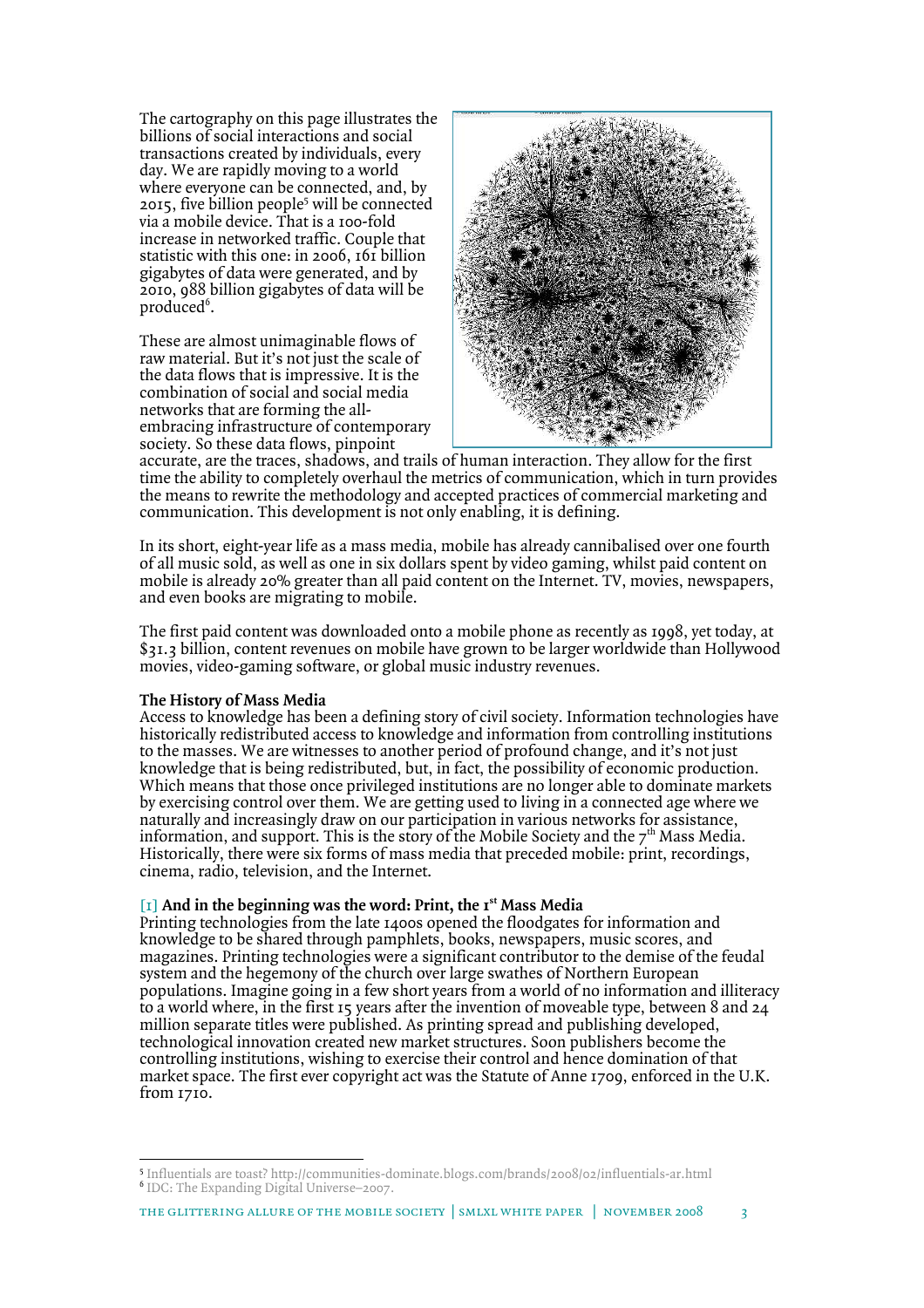The cartography on this page illustrates the billions of social interactions and social transactions created by individuals, every day. We are rapidly moving to a world where everyone can be connected, and, by 2015, five billion people[5] will be connected via a mobile device. That is a 100-fold increase in networked traffic. Couple that statistic with this one: in 2006, 161 billion gigabytes of data were generated, and by 2010, 988 billion gigabytes of data will be produced[6].

These are almost unimaginable flows of raw material. But it's not just the scale of the data flows that is impressive. It is the combination of social and social media networks that are forming the all-embracing infrastructure of contemporary society. So these data flows, pinpoint accurate, are the traces, shadows, and trails of human interaction. They allow for the first time the ability to completely overhaul the metrics of communication, which in turn provides the means to rewrite the methodology and accepted practices of commercial marketing and communication. This development is not only enabling, it is defining.

In its short, eight-year life as a mass media, mobile has already cannibalised over one fourth of all music sold, as well as one in six dollars spent by video gaming, whilst paid content on mobile is already 20% greater than all paid content on the Internet. TV, movies, newspapers, and even books are migrating to mobile.

The first paid content was downloaded onto a mobile phone as recently as 1998, yet today, at $31.3 billion, content revenues on mobile have grown to be larger worldwide than Hollywood movies, video-gaming software, or global music industry revenues.

**The History of Mass Media**

Access to knowledge has been a defining story of civil society. Information technologies have historically redistributed access to knowledge and information from controlling institutions to the masses. We are witnesses to another period of profound change, and it's not just knowledge that is being redistributed, but, in fact, the possibility of economic production. Which means that those once privileged institutions are no longer able to dominate markets by exercising control over them. We are getting used to living in a connected age where we naturally and increasingly draw on our participation in various networks for assistance, information, and support. This is the story of the Mobile Society and the 7th Mass Media. Historically, there were six forms of mass media that preceded mobile: print, recordings, cinema, radio, television, and the Internet.

**[1] And in the beginning was the word: Print, the 1st Mass Media**

Printing technologies from the late 1400s opened the floodgates for information and knowledge to be shared through pamphlets, books, newspapers, music scores, and magazines. Printing technologies were a significant contributor to the demise of the feudal system and the hegemony of the church over large swathes of Northern European populations. Imagine going in a few short years from a world of no information and illiteracy to a world where, in the first 15 years after the invention of moveable type, between 8 and 24 million separate titles were published. As printing spread and publishing developed, technological innovation created new market structures. Soon publishers become the controlling institutions, wishing to exercise their control and hence domination of that market space. The first ever copyright act was the Statute of Anne 1709, enforced in the U.K. from 1710.

---

[5] Influentials are toast? http://communities-dominate.blogs.com/brands/2008/02/influentials-ar.html

[6] IDC: The Expanding Digital Universe–2007.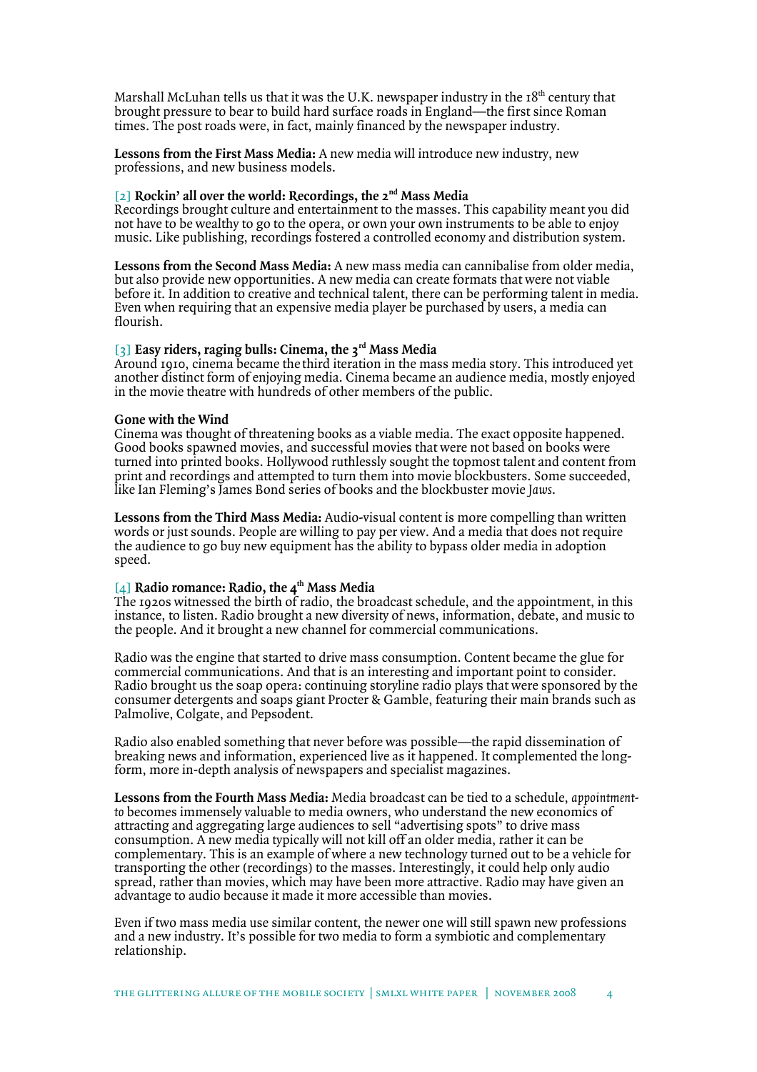Marshall McLuhan tells us that it was the U.K. newspaper industry in the 18th century that brought pressure to bear to build hard surface roads in England—the first since Roman times. The post roads were, in fact, mainly financed by the newspaper industry.

**Lessons from the First Mass Media:** A new media will introduce new industry, new professions, and new business models.

### [2] Rockin' all over the world: Recordings, the 2nd Mass Media

Recordings brought culture and entertainment to the masses. This capability meant you did not have to be wealthy to go to the opera, or own your own instruments to be able to enjoy music. Like publishing, recordings fostered a controlled economy and distribution system.

**Lessons from the Second Mass Media:** A new mass media can cannibalise from older media, but also provide new opportunities. A new media can create formats that were not viable before it. In addition to creative and technical talent, there can be performing talent in media. Even when requiring that an expensive media player be purchased by users, a media can flourish.

### [3] Easy riders, raging bulls: Cinema, the 3rd Mass Media

Around 1910, cinema became the third iteration in the mass media story. This introduced yet another distinct form of enjoying media. Cinema became an audience media, mostly enjoyed in the movie theatre with hundreds of other members of the public.

#### Gone with the Wind

Cinema was thought of threatening books as a viable media. The exact opposite happened. Good books spawned movies, and successful movies that were not based on books were turned into printed books. Hollywood ruthlessly sought the topmost talent and content from print and recordings and attempted to turn them into movie blockbusters. Some succeeded, like Ian Fleming's James Bond series of books and the blockbuster movie *Jaws*.

**Lessons from the Third Mass Media:** Audio-visual content is more compelling than written words or just sounds. People are willing to pay per view. And a media that does not require the audience to go buy new equipment has the ability to bypass older media in adoption speed.

### [4] Radio romance: Radio, the 4th Mass Media

The 1920s witnessed the birth of radio, the broadcast schedule, and the appointment, in this instance, to listen. Radio brought a new diversity of news, information, debate, and music to the people. And it brought a new channel for commercial communications.

Radio was the engine that started to drive mass consumption. Content became the glue for commercial communications. And that is an interesting and important point to consider. Radio brought us the soap opera: continuing storyline radio plays that were sponsored by the consumer detergents and soaps giant Procter & Gamble, featuring their main brands such as Palmolive, Colgate, and Pepsodent.

Radio also enabled something that never before was possible—the rapid dissemination of breaking news and information, experienced live as it happened. It complemented the long-form, more in-depth analysis of newspapers and specialist magazines.

**Lessons from the Fourth Mass Media:** Media broadcast can be tied to a schedule, *appointment-to* becomes immensely valuable to media owners, who understand the new economics of attracting and aggregating large audiences to sell "advertising spots" to drive mass consumption. A new media typically will not kill off an older media, rather it can be complementary. This is an example of where a new technology turned out to be a vehicle for transporting the other (recordings) to the masses. Interestingly, it could help only audio spread, rather than movies, which may have been more attractive. Radio may have given an advantage to audio because it made it more accessible than movies.

Even if two mass media use similar content, the newer one will still spawn new professions and a new industry. It's possible for two media to form a symbiotic and complementary relationship.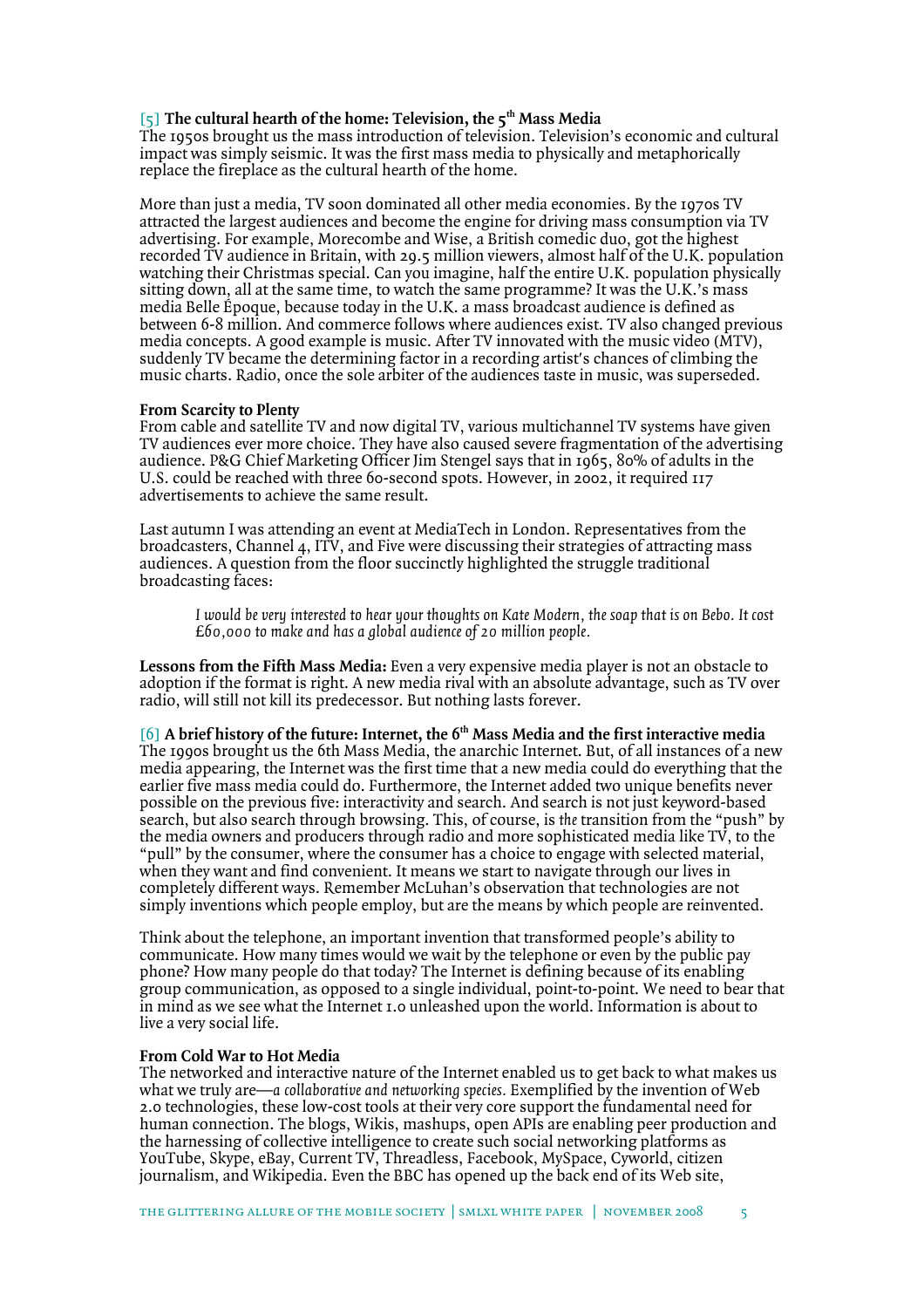### [5] The cultural hearth of the home: Television, the 5th Mass Media

The 1950s brought us the mass introduction of television. Television's economic and cultural impact was simply seismic. It was the first mass media to physically and metaphorically replace the fireplace as the cultural hearth of the home.

More than just a media, TV soon dominated all other media economies. By the 1970s TV attracted the largest audiences and become the engine for driving mass consumption via TV advertising. For example, Morecombe and Wise, a British comedic duo, got the highest recorded TV audience in Britain, with 29.5 million viewers, almost half of the U.K. population watching their Christmas special. Can you imagine, half the entire U.K. population physically sitting down, all at the same time, to watch the same programme? It was the U.K.'s mass media Belle Époque, because today in the U.K. a mass broadcast audience is defined as between 6-8 million. And commerce follows where audiences exist. TV also changed previous media concepts. A good example is music. After TV innovated with the music video (MTV), suddenly TV became the determining factor in a recording artist's chances of climbing the music charts. Radio, once the sole arbiter of the audiences taste in music, was superseded.

#### From Scarcity to Plenty

From cable and satellite TV and now digital TV, various multichannel TV systems have given TV audiences ever more choice. They have also caused severe fragmentation of the advertising audience. P&G Chief Marketing Officer Jim Stengel says that in 1965, 80% of adults in the U.S. could be reached with three 60-second spots. However, in 2002, it required 117 advertisements to achieve the same result.

Last autumn I was attending an event at MediaTech in London. Representatives from the broadcasters, Channel 4, ITV, and Five were discussing their strategies of attracting mass audiences. A question from the floor succinctly highlighted the struggle traditional broadcasting faces:

> *I would be very interested to hear your thoughts on Kate Modern, the soap that is on Bebo. It cost £60,000 to make and has a global audience of 20 million people.*

**Lessons from the Fifth Mass Media:** Even a very expensive media player is not an obstacle to adoption if the format is right. A new media rival with an absolute advantage, such as TV over radio, will still not kill its predecessor. But nothing lasts forever.

### [6] A brief history of the future: Internet, the 6th Mass Media and the first interactive media

The 1990s brought us the 6th Mass Media, the anarchic Internet. But, of all instances of a new media appearing, the Internet was the first time that a new media could do everything that the earlier five mass media could do. Furthermore, the Internet added two unique benefits never possible on the previous five: interactivity and search. And search is not just keyword-based search, but also search through browsing. This, of course, is *the* transition from the "push" by the media owners and producers through radio and more sophisticated media like TV, to the "pull" by the consumer, where the consumer has a choice to engage with selected material, when they want and find convenient. It means we start to navigate through our lives in completely different ways. Remember McLuhan's observation that technologies are not simply inventions which people employ, but are the means by which people are reinvented.

Think about the telephone, an important invention that transformed people's ability to communicate. How many times would we wait by the telephone or even by the public pay phone? How many people do that today? The Internet is defining because of its enabling group communication, as opposed to a single individual, point-to-point. We need to bear that in mind as we see what the Internet 1.0 unleashed upon the world. Information is about to live a very social life.

#### From Cold War to Hot Media

The networked and interactive nature of the Internet enabled us to get back to what makes us what we truly are—*a collaborative and networking species.* Exemplified by the invention of Web 2.0 technologies, these low-cost tools at their very core support the fundamental need for human connection. The blogs, Wikis, mashups, open APIs are enabling peer production and the harnessing of collective intelligence to create such social networking platforms as YouTube, Skype, eBay, Current TV, Threadless, Facebook, MySpace, Cyworld, citizen journalism, and Wikipedia. Even the BBC has opened up the back end of its Web site,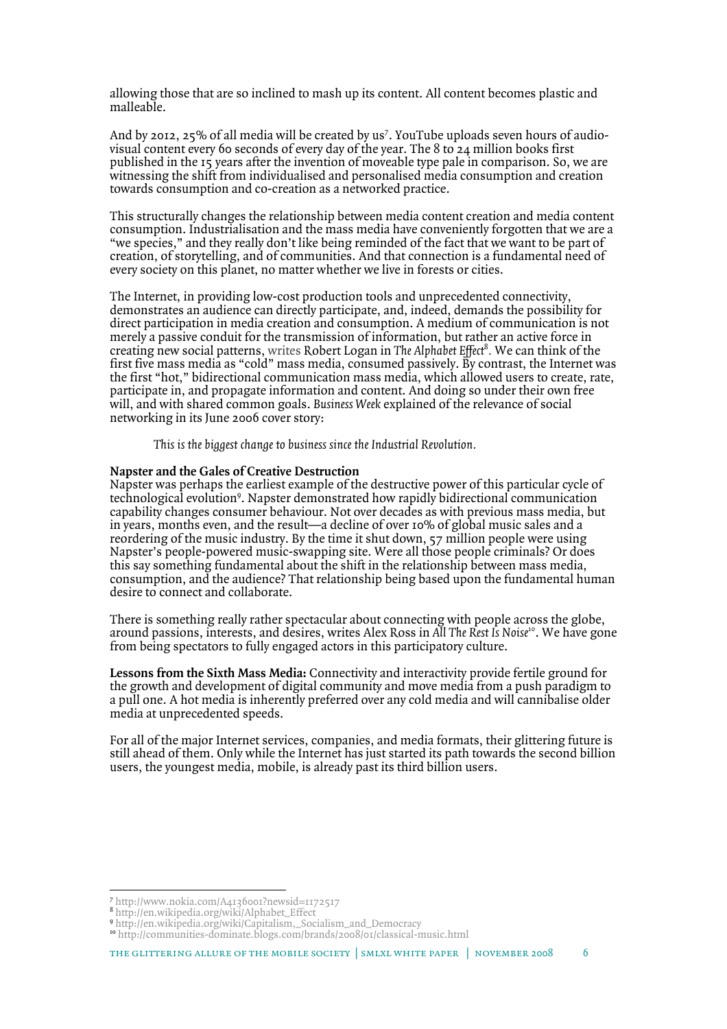allowing those that are so inclined to mash up its content. All content becomes plastic and malleable.

And by 2012, 25% of all media will be created by us[7]. YouTube uploads seven hours of audio-visual content every 60 seconds of every day of the year. The 8 to 24 million books first published in the 15 years after the invention of moveable type pale in comparison. So, we are witnessing the shift from individualised and personalised media consumption and creation towards consumption and co-creation as a networked practice.

This structurally changes the relationship between media content creation and media content consumption. Industrialisation and the mass media have conveniently forgotten that we are a "we species," and they really don't like being reminded of the fact that we want to be part of creation, of storytelling, and of communities. And that connection is a fundamental need of every society on this planet, no matter whether we live in forests or cities.

The Internet, in providing low-cost production tools and unprecedented connectivity, demonstrates an audience can directly participate, and, indeed, demands the possibility for direct participation in media creation and consumption. A medium of communication is not merely a passive conduit for the transmission of information, but rather an active force in creating new social patterns, writes Robert Logan in *The Alphabet Effect*[8]. We can think of the first five mass media as "cold" mass media, consumed passively. By contrast, the Internet was the first "hot," bidirectional communication mass media, which allowed users to create, rate, participate in, and propagate information and content. And doing so under their own free will, and with shared common goals. *Business Week* explained of the relevance of social networking in its June 2006 cover story:

> *This is the biggest change to business since the Industrial Revolution.*

**Napster and the Gales of Creative Destruction**

Napster was perhaps the earliest example of the destructive power of this particular cycle of technological evolution[9]. Napster demonstrated how rapidly bidirectional communication capability changes consumer behaviour. Not over decades as with previous mass media, but in years, months even, and the result—a decline of over 10% of global music sales and a reordering of the music industry. By the time it shut down, 57 million people were using Napster's people-powered music-swapping site. Were all those people criminals? Or does this say something fundamental about the shift in the relationship between mass media, consumption, and the audience? That relationship being based upon the fundamental human desire to connect and collaborate.

There is something really rather spectacular about connecting with people across the globe, around passions, interests, and desires, writes Alex Ross in *All The Rest Is Noise*[10]. We have gone from being spectators to fully engaged actors in this participatory culture.

**Lessons from the Sixth Mass Media:** Connectivity and interactivity provide fertile ground for the growth and development of digital community and move media from a push paradigm to a pull one. A hot media is inherently preferred over any cold media and will cannibalise older media at unprecedented speeds.

For all of the major Internet services, companies, and media formats, their glittering future is still ahead of them. Only while the Internet has just started its path towards the second billion users, the youngest media, mobile, is already past its third billion users.

---

[7] http://www.nokia.com/A4136001?newsid=1172517

[8] http://en.wikipedia.org/wiki/Alphabet_Effect

[9] http://en.wikipedia.org/wiki/Capitalism,_Socialism_and_Democracy

[10] http://communities-dominate.blogs.com/brands/2008/01/classical-music.html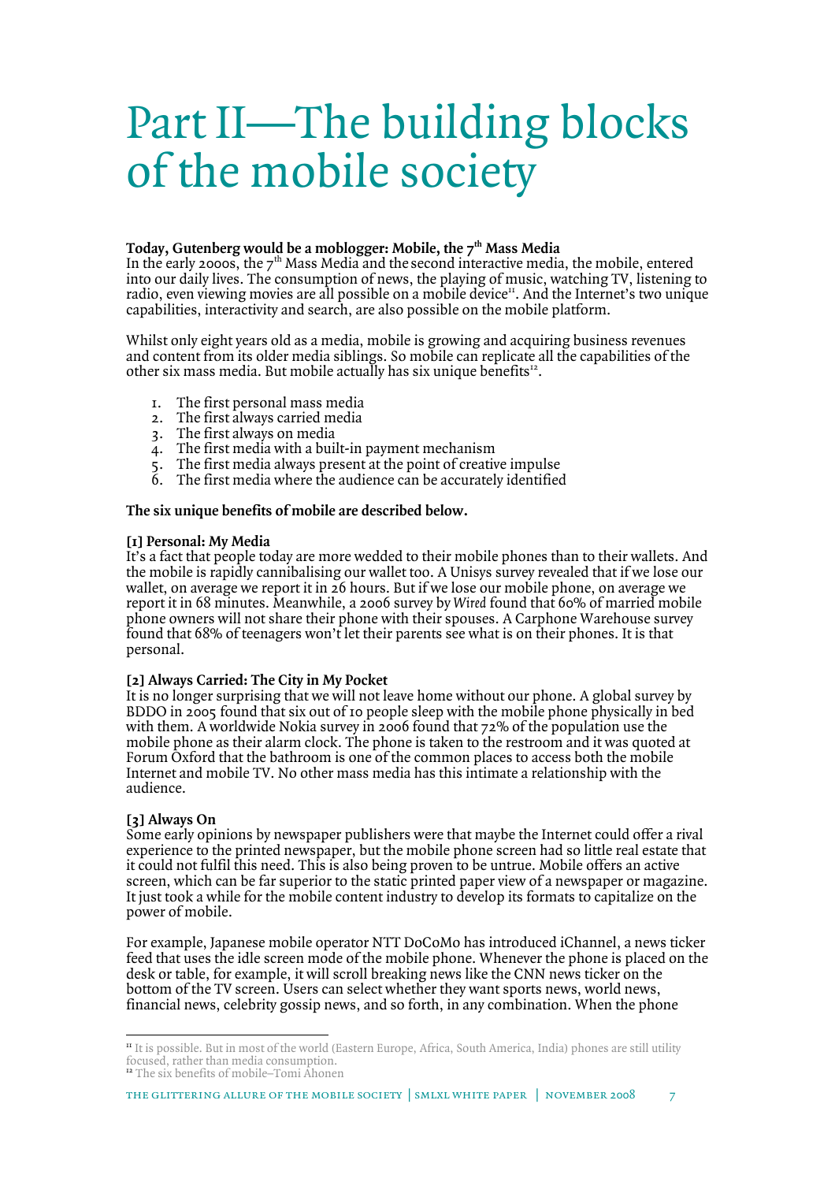# Part II—The building blocks of the mobile society

**Today, Gutenberg would be a moblogger: Mobile, the 7th Mass Media**

In the early 2000s, the 7th Mass Media and the second interactive media, the mobile, entered into our daily lives. The consumption of news, the playing of music, watching TV, listening to radio, even viewing movies are all possible on a mobile device[11]. And the Internet's two unique capabilities, interactivity and search, are also possible on the mobile platform.

Whilst only eight years old as a media, mobile is growing and acquiring business revenues and content from its older media siblings. So mobile can replicate all the capabilities of the other six mass media. But mobile actually has six unique benefits[12].

1. The first personal mass media
2. The first always carried media
3. The first always on media
4. The first media with a built-in payment mechanism
5. The first media always present at the point of creative impulse
6. The first media where the audience can be accurately identified

**The six unique benefits of mobile are described below.**

**[1] Personal: My Media**

It's a fact that people today are more wedded to their mobile phones than to their wallets. And the mobile is rapidly cannibalising our wallet too. A Unisys survey revealed that if we lose our wallet, on average we report it in 26 hours. But if we lose our mobile phone, on average we report it in 68 minutes. Meanwhile, a 2006 survey by *Wired* found that 60% of married mobile phone owners will not share their phone with their spouses. A Carphone Warehouse survey found that 68% of teenagers won't let their parents see what is on their phones. It is that personal.

**[2] Always Carried: The City in My Pocket**

It is no longer surprising that we will not leave home without our phone. A global survey by BDDO in 2005 found that six out of 10 people sleep with the mobile phone physically in bed with them. A worldwide Nokia survey in 2006 found that 72% of the population use the mobile phone as their alarm clock. The phone is taken to the restroom and it was quoted at Forum Oxford that the bathroom is one of the common places to access both the mobile Internet and mobile TV. No other mass media has this intimate a relationship with the audience.

**[3] Always On**

Some early opinions by newspaper publishers were that maybe the Internet could offer a rival experience to the printed newspaper, but the mobile phone screen had so little real estate that it could not fulfil this need. This is also being proven to be untrue. Mobile offers an active screen, which can be far superior to the static printed paper view of a newspaper or magazine. It just took a while for the mobile content industry to develop its formats to capitalize on the power of mobile.

For example, Japanese mobile operator NTT DoCoMo has introduced iChannel, a news ticker feed that uses the idle screen mode of the mobile phone. Whenever the phone is placed on the desk or table, for example, it will scroll breaking news like the CNN news ticker on the bottom of the TV screen. Users can select whether they want sports news, world news, financial news, celebrity gossip news, and so forth, in any combination. When the phone

[11] It is possible. But in most of the world (Eastern Europe, Africa, South America, India) phones are still utility focused, rather than media consumption.

[12] The six benefits of mobile–Tomi Ahonen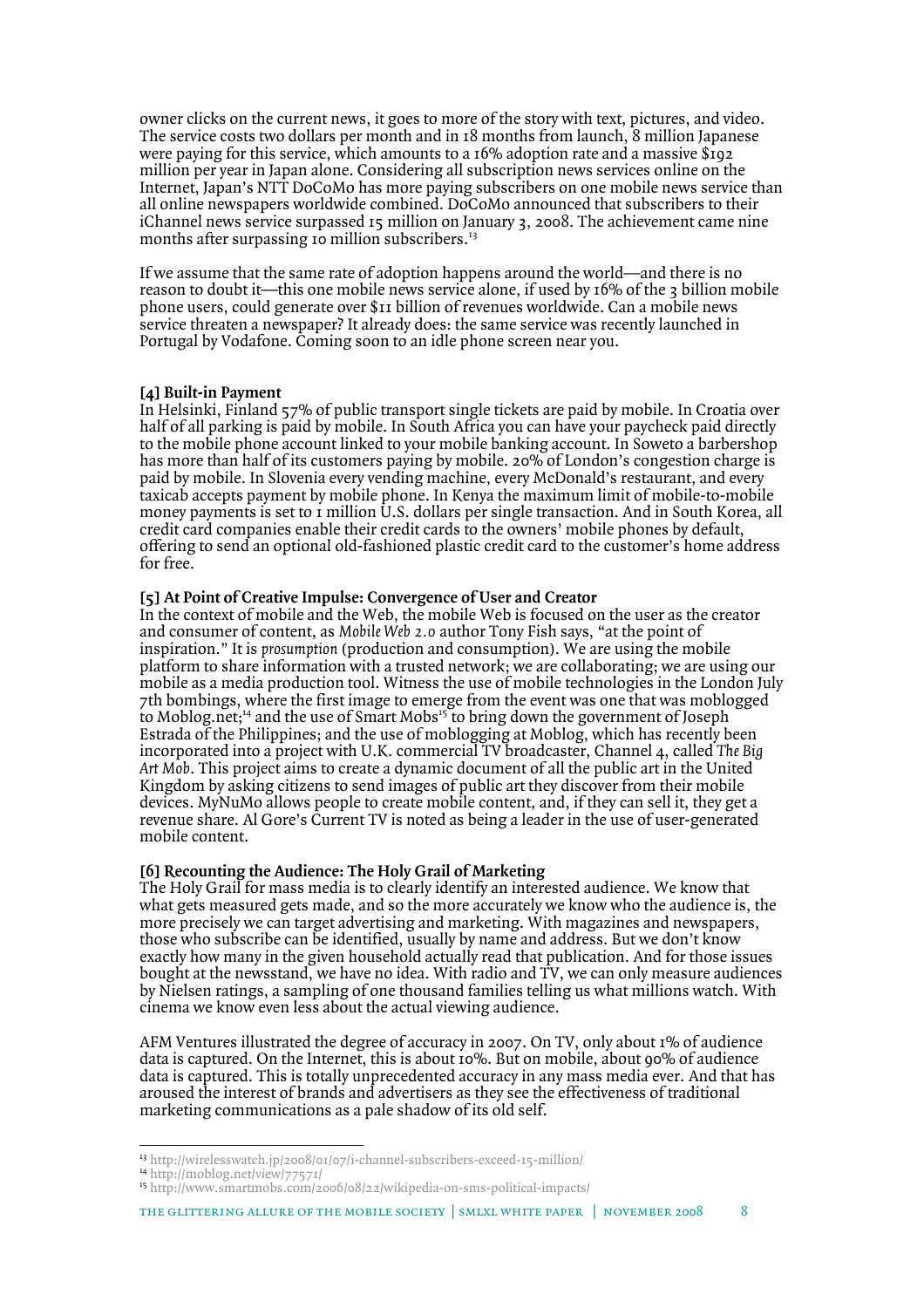owner clicks on the current news, it goes to more of the story with text, pictures, and video. The service costs two dollars per month and in 18 months from launch, 8 million Japanese were paying for this service, which amounts to a 16% adoption rate and a massive $192 million per year in Japan alone. Considering all subscription news services online on the Internet, Japan's NTT DoCoMo has more paying subscribers on one mobile news service than all online newspapers worldwide combined. DoCoMo announced that subscribers to their iChannel news service surpassed 15 million on January 3, 2008. The achievement came nine months after surpassing 10 million subscribers.[13]

If we assume that the same rate of adoption happens around the world—and there is no reason to doubt it—this one mobile news service alone, if used by 16% of the 3 billion mobile phone users, could generate over $11 billion of revenues worldwide. Can a mobile news service threaten a newspaper? It already does: the same service was recently launched in Portugal by Vodafone. Coming soon to an idle phone screen near you.

**[4] Built-in Payment**
In Helsinki, Finland 57% of public transport single tickets are paid by mobile. In Croatia over half of all parking is paid by mobile. In South Africa you can have your paycheck paid directly to the mobile phone account linked to your mobile banking account. In Soweto a barbershop has more than half of its customers paying by mobile. 20% of London's congestion charge is paid by mobile. In Slovenia every vending machine, every McDonald's restaurant, and every taxicab accepts payment by mobile phone. In Kenya the maximum limit of mobile-to-mobile money payments is set to 1 million U.S. dollars per single transaction. And in South Korea, all credit card companies enable their credit cards to the owners' mobile phones by default, offering to send an optional old-fashioned plastic credit card to the customer's home address for free.

**[5] At Point of Creative Impulse: Convergence of User and Creator**
In the context of mobile and the Web, the mobile Web is focused on the user as the creator and consumer of content, as *Mobile Web 2.0* author Tony Fish says, "at the point of inspiration." It is *prosumption* (production and consumption). We are using the mobile platform to share information with a trusted network; we are collaborating; we are using our mobile as a media production tool. Witness the use of mobile technologies in the London July 7th bombings, where the first image to emerge from the event was one that was moblogged to Moblog.net;[14] and the use of Smart Mobs[15] to bring down the government of Joseph Estrada of the Philippines; and the use of moblogging at Moblog, which has recently been incorporated into a project with U.K. commercial TV broadcaster, Channel 4, called *The Big Art Mob*. This project aims to create a dynamic document of all the public art in the United Kingdom by asking citizens to send images of public art they discover from their mobile devices. MyNuMo allows people to create mobile content, and, if they can sell it, they get a revenue share. Al Gore's Current TV is noted as being a leader in the use of user-generated mobile content.

**[6] Recounting the Audience: The Holy Grail of Marketing**
The Holy Grail for mass media is to clearly identify an interested audience. We know that what gets measured gets made, and so the more accurately we know who the audience is, the more precisely we can target advertising and marketing. With magazines and newspapers, those who subscribe can be identified, usually by name and address. But we don't know exactly how many in the given household actually read that publication. And for those issues bought at the newsstand, we have no idea. With radio and TV, we can only measure audiences by Nielsen ratings, a sampling of one thousand families telling us what millions watch. With cinema we know even less about the actual viewing audience.

AFM Ventures illustrated the degree of accuracy in 2007. On TV, only about 1% of audience data is captured. On the Internet, this is about 10%. But on mobile, about 90% of audience data is captured. This is totally unprecedented accuracy in any mass media ever. And that has aroused the interest of brands and advertisers as they see the effectiveness of traditional marketing communications as a pale shadow of its old self.

---

[13] http://wirelesswatch.jp/2008/01/07/i-channel-subscribers-exceed-15-million/
[14] http://moblog.net/view/77571/
[15] http://www.smartmobs.com/2006/08/22/wikipedia-on-sms-political-impacts/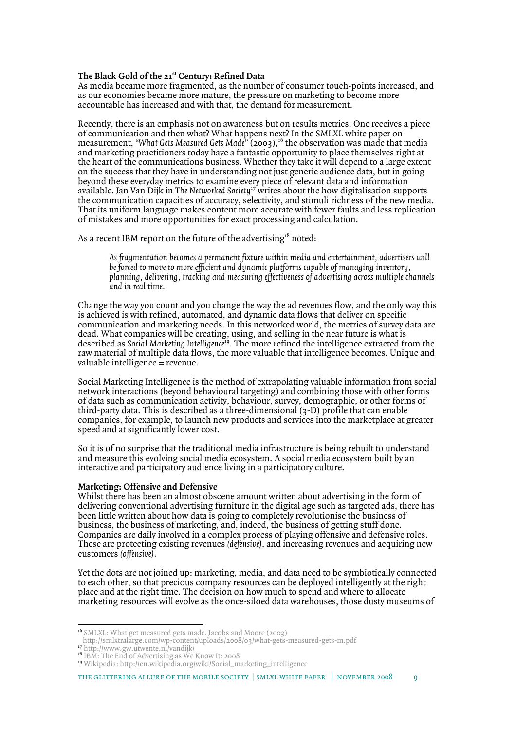**The Black Gold of the 21st Century: Refined Data**

As media became more fragmented, as the number of consumer touch-points increased, and as our economies became more mature, the pressure on marketing to become more accountable has increased and with that, the demand for measurement.

Recently, there is an emphasis not on awareness but on results metrics. One receives a piece of communication and then what? What happens next? In the SMLXL white paper on measurement, *"What Gets Measured Gets Made"* (2003),[16] the observation was made that media and marketing practitioners today have a fantastic opportunity to place themselves right at the heart of the communications business. Whether they take it will depend to a large extent on the success that they have in understanding not just generic audience data, but in going beyond these everyday metrics to examine every piece of relevant data and information available. Jan Van Dijk in *The Networked Society*[17] writes about the how digitalisation supports the communication capacities of accuracy, selectivity, and stimuli richness of the new media. That its uniform language makes content more accurate with fewer faults and less replication of mistakes and more opportunities for exact processing and calculation.

As a recent IBM report on the future of the advertising[18] noted:

> *As fragmentation becomes a permanent fixture within media and entertainment, advertisers will be forced to move to more efficient and dynamic platforms capable of managing inventory, planning, delivering, tracking and measuring effectiveness of advertising across multiple channels and in real time.*

Change the way you count and you change the way the ad revenues flow, and the only way this is achieved is with refined, automated, and dynamic data flows that deliver on specific communication and marketing needs. In this networked world, the metrics of survey data are dead. What companies will be creating, using, and selling in the near future is what is described as *Social Marketing Intelligence*[19]. The more refined the intelligence extracted from the raw material of multiple data flows, the more valuable that intelligence becomes. Unique and valuable intelligence = revenue.

Social Marketing Intelligence is the method of extrapolating valuable information from social network interactions (beyond behavioural targeting) and combining those with other forms of data such as communication activity, behaviour, survey, demographic, or other forms of third-party data. This is described as a three-dimensional (3-D) profile that can enable companies, for example, to launch new products and services into the marketplace at greater speed and at significantly lower cost.

So it is of no surprise that the traditional media infrastructure is being rebuilt to understand and measure this evolving social media ecosystem. A social media ecosystem built by an interactive and participatory audience living in a participatory culture.

**Marketing: Offensive and Defensive**

Whilst there has been an almost obscene amount written about advertising in the form of delivering conventional advertising furniture in the digital age such as targeted ads, there has been little written about how data is going to completely revolutionise the business of business, the business of marketing, and, indeed, the business of getting stuff done. Companies are daily involved in a complex process of playing offensive and defensive roles. These are protecting existing revenues *(defensive)*, and increasing revenues and acquiring new customers *(offensive)*.

Yet the dots are not joined up: marketing, media, and data need to be symbiotically connected to each other, so that precious company resources can be deployed intelligently at the right place and at the right time. The decision on how much to spend and where to allocate marketing resources will evolve as the once-siloed data warehouses, those dusty museums of

---

[16] SMLXL: What get measured gets made. Jacobs and Moore (2003) http://smlxtralarge.com/wp-content/uploads/2008/03/what-gets-measured-gets-m.pdf

[17] http://www.gw.utwente.nl/vandijk/

[18] IBM: The End of Advertising as We Know It: 2008

[19] Wikipedia: http://en.wikipedia.org/wiki/Social_marketing_intelligence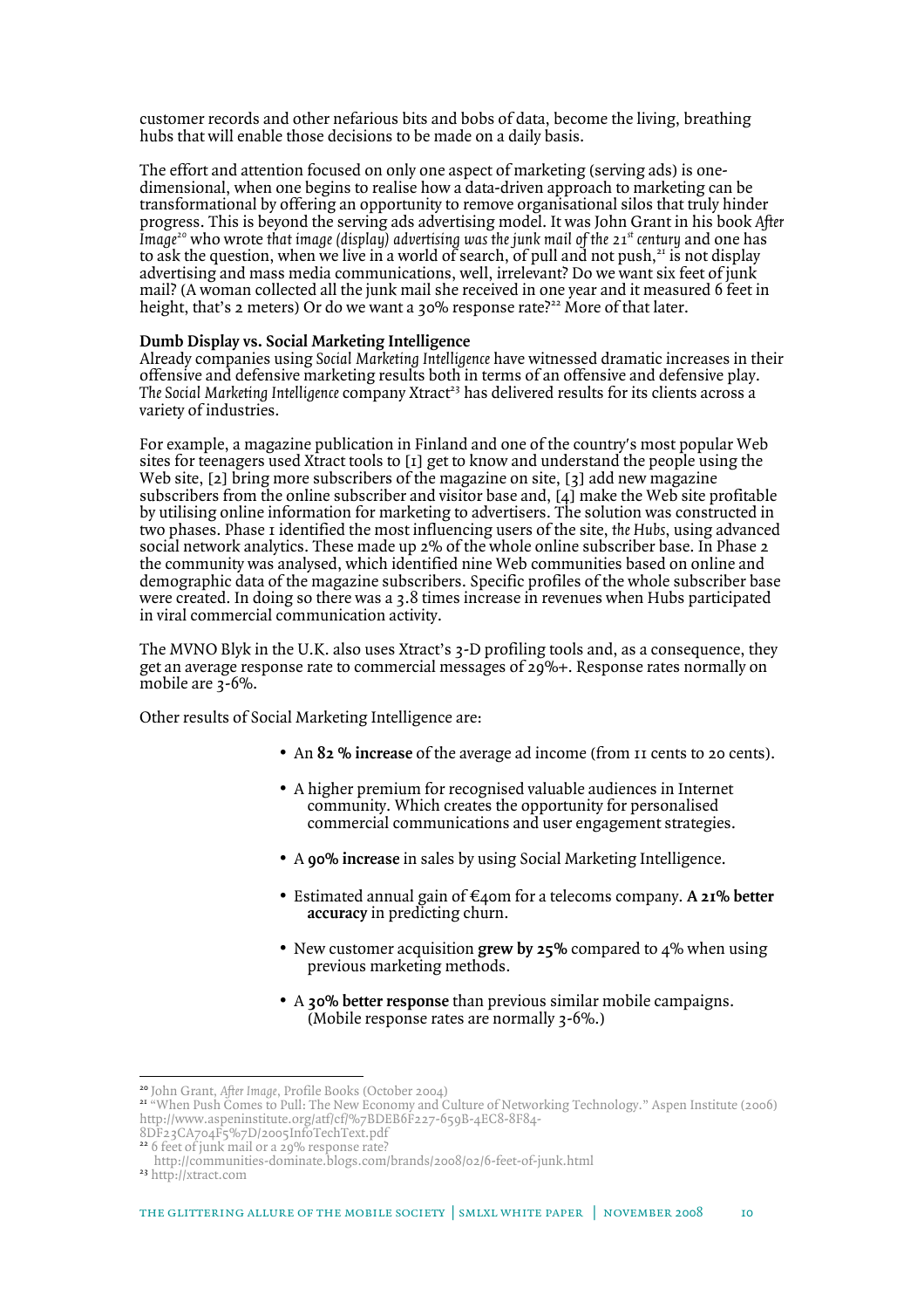customer records and other nefarious bits and bobs of data, become the living, breathing hubs that will enable those decisions to be made on a daily basis.

The effort and attention focused on only one aspect of marketing (serving ads) is one-dimensional, when one begins to realise how a data-driven approach to marketing can be transformational by offering an opportunity to remove organisational silos that truly hinder progress. This is beyond the serving ads advertising model. It was John Grant in his book *After Image*[20] who wrote *that image (display) advertising was the junk mail of the 21st century* and one has to ask the question, when we live in a world of search, of pull and not push,[21] is not display advertising and mass media communications, well, irrelevant? Do we want six feet of junk mail? (A woman collected all the junk mail she received in one year and it measured 6 feet in height, that's 2 meters) Or do we want a 30% response rate?[22] More of that later.

**Dumb Display vs. Social Marketing Intelligence**

Already companies using *Social Marketing Intelligence* have witnessed dramatic increases in their offensive and defensive marketing results both in terms of an offensive and defensive play. *The Social Marketing Intelligence* company Xtract[23] has delivered results for its clients across a variety of industries.

For example, a magazine publication in Finland and one of the country's most popular Web sites for teenagers used Xtract tools to [1] get to know and understand the people using the Web site, [2] bring more subscribers of the magazine on site, [3] add new magazine subscribers from the online subscriber and visitor base and, [4] make the Web site profitable by utilising online information for marketing to advertisers. The solution was constructed in two phases. Phase 1 identified the most influencing users of the site, *the Hubs*, using advanced social network analytics. These made up 2% of the whole online subscriber base. In Phase 2 the community was analysed, which identified nine Web communities based on online and demographic data of the magazine subscribers. Specific profiles of the whole subscriber base were created. In doing so there was a 3.8 times increase in revenues when Hubs participated in viral commercial communication activity.

The MVNO Blyk in the U.K. also uses Xtract's 3-D profiling tools and, as a consequence, they get an average response rate to commercial messages of 29%+. Response rates normally on mobile are 3-6%.

Other results of Social Marketing Intelligence are:

- An **82 % increase** of the average ad income (from 11 cents to 20 cents).
- A higher premium for recognised valuable audiences in Internet community. Which creates the opportunity for personalised commercial communications and user engagement strategies.
- A **90% increase** in sales by using Social Marketing Intelligence.
- Estimated annual gain of €40m for a telecoms company. **A 21% better accuracy** in predicting churn.
- New customer acquisition **grew by 25%** compared to 4% when using previous marketing methods.
- A **30% better response** than previous similar mobile campaigns. (Mobile response rates are normally 3-6%.)

---

[20] John Grant, *After Image*, Profile Books (October 2004)

[21] "When Push Comes to Pull: The New Economy and Culture of Networking Technology." Aspen Institute (2006) http://www.aspeninstitute.org/atf/cf/%7BDEB6F227-659B-4EC8-8F84-8DF23CA704F5%7D/2005InfoTechText.pdf

[22] 6 feet of junk mail or a 29% response rate? http://communities-dominate.blogs.com/brands/2008/02/6-feet-of-junk.html

[23] http://xtract.com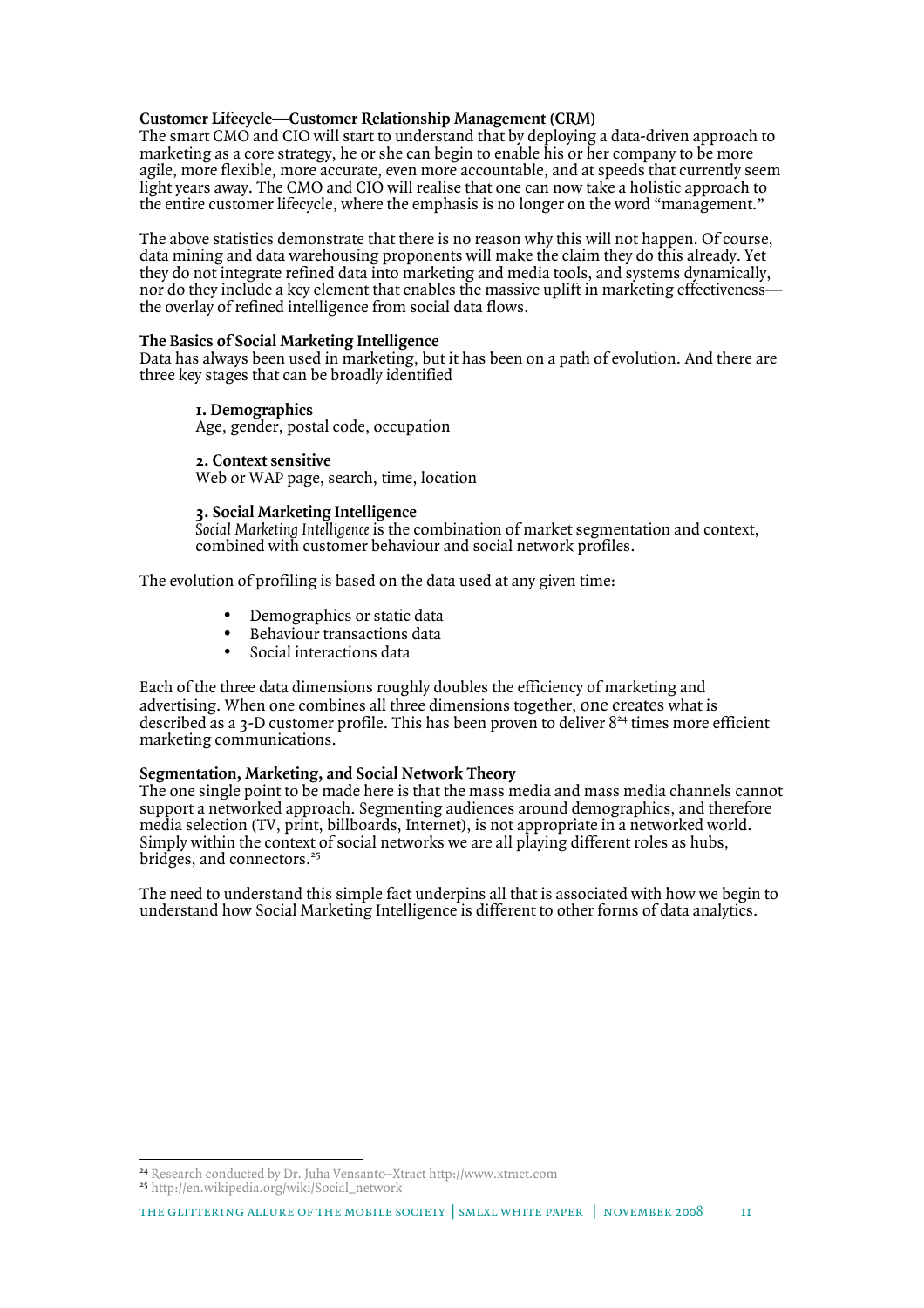**Customer Lifecycle—Customer Relationship Management (CRM)**
The smart CMO and CIO will start to understand that by deploying a data-driven approach to marketing as a core strategy, he or she can begin to enable his or her company to be more agile, more flexible, more accurate, even more accountable, and at speeds that currently seem light years away. The CMO and CIO will realise that one can now take a holistic approach to the entire customer lifecycle, where the emphasis is no longer on the word "management."

The above statistics demonstrate that there is no reason why this will not happen. Of course, data mining and data warehousing proponents will make the claim they do this already. Yet they do not integrate refined data into marketing and media tools, and systems dynamically, nor do they include a key element that enables the massive uplift in marketing effectiveness—the overlay of refined intelligence from social data flows.

**The Basics of Social Marketing Intelligence**
Data has always been used in marketing, but it has been on a path of evolution. And there are three key stages that can be broadly identified

**1. Demographics**
Age, gender, postal code, occupation

**2. Context sensitive**
Web or WAP page, search, time, location

**3. Social Marketing Intelligence**
*Social Marketing Intelligence* is the combination of market segmentation and context, combined with customer behaviour and social network profiles.

The evolution of profiling is based on the data used at any given time:

- Demographics or static data
- Behaviour transactions data
- Social interactions data

Each of the three data dimensions roughly doubles the efficiency of marketing and advertising. When one combines all three dimensions together, one creates what is described as a 3-D customer profile. This has been proven to deliver 8[24] times more efficient marketing communications.

**Segmentation, Marketing, and Social Network Theory**
The one single point to be made here is that the mass media and mass media channels cannot support a networked approach. Segmenting audiences around demographics, and therefore media selection (TV, print, billboards, Internet), is not appropriate in a networked world. Simply within the context of social networks we are all playing different roles as hubs, bridges, and connectors.[25]

The need to understand this simple fact underpins all that is associated with how we begin to understand how Social Marketing Intelligence is different to other forms of data analytics.

---

[24] Research conducted by Dr. Juha Vensanto–Xtract http://www.xtract.com
[25] http://en.wikipedia.org/wiki/Social_network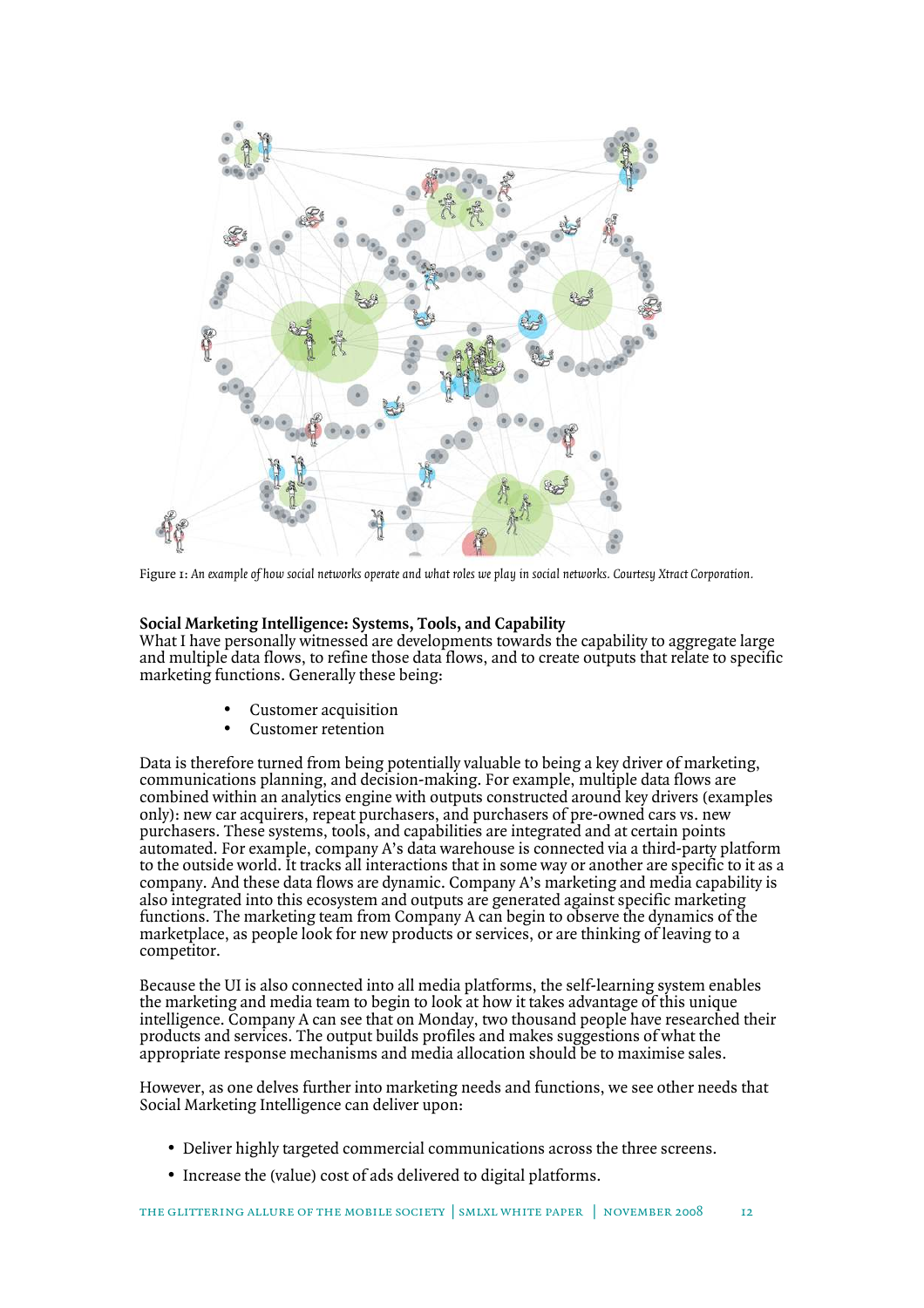Figure 1: *An example of how social networks operate and what roles we play in social networks. Courtesy Xtract Corporation.*

**Social Marketing Intelligence: Systems, Tools, and Capability**

What I have personally witnessed are developments towards the capability to aggregate large and multiple data flows, to refine those data flows, and to create outputs that relate to specific marketing functions. Generally these being:

- Customer acquisition
- Customer retention

Data is therefore turned from being potentially valuable to being a key driver of marketing, communications planning, and decision-making. For example, multiple data flows are combined within an analytics engine with outputs constructed around key drivers (examples only): new car acquirers, repeat purchasers, and purchasers of pre-owned cars vs. new purchasers. These systems, tools, and capabilities are integrated and at certain points automated. For example, company A's data warehouse is connected via a third-party platform to the outside world. It tracks all interactions that in some way or another are specific to it as a company. And these data flows are dynamic. Company A's marketing and media capability is also integrated into this ecosystem and outputs are generated against specific marketing functions. The marketing team from Company A can begin to observe the dynamics of the marketplace, as people look for new products or services, or are thinking of leaving to a competitor.

Because the UI is also connected into all media platforms, the self-learning system enables the marketing and media team to begin to look at how it takes advantage of this unique intelligence. Company A can see that on Monday, two thousand people have researched their products and services. The output builds profiles and makes suggestions of what the appropriate response mechanisms and media allocation should be to maximise sales.

However, as one delves further into marketing needs and functions, we see other needs that Social Marketing Intelligence can deliver upon:

- Deliver highly targeted commercial communications across the three screens.
- Increase the (value) cost of ads delivered to digital platforms.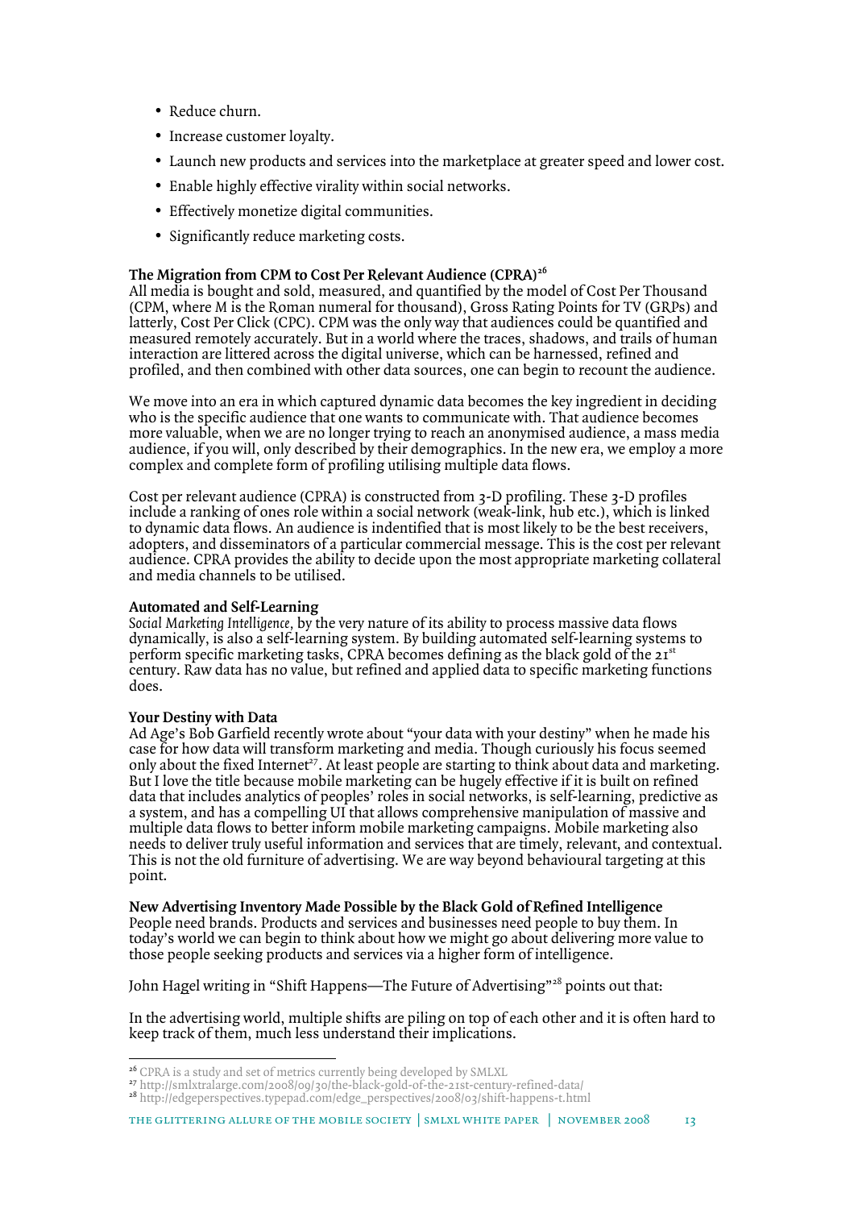- Reduce churn.
- Increase customer loyalty.
- Launch new products and services into the marketplace at greater speed and lower cost.
- Enable highly effective virality within social networks.
- Effectively monetize digital communities.
- Significantly reduce marketing costs.

**The Migration from CPM to Cost Per Relevant Audience (CPRA)**[26]

All media is bought and sold, measured, and quantified by the model of Cost Per Thousand (CPM, where M is the Roman numeral for thousand), Gross Rating Points for TV (GRPs) and latterly, Cost Per Click (CPC). CPM was the only way that audiences could be quantified and measured remotely accurately. But in a world where the traces, shadows, and trails of human interaction are littered across the digital universe, which can be harnessed, refined and profiled, and then combined with other data sources, one can begin to recount the audience.

We move into an era in which captured dynamic data becomes the key ingredient in deciding who is the specific audience that one wants to communicate with. That audience becomes more valuable, when we are no longer trying to reach an anonymised audience, a mass media audience, if you will, only described by their demographics. In the new era, we employ a more complex and complete form of profiling utilising multiple data flows.

Cost per relevant audience (CPRA) is constructed from 3-D profiling. These 3-D profiles include a ranking of ones role within a social network (weak-link, hub etc.), which is linked to dynamic data flows. An audience is indentified that is most likely to be the best receivers, adopters, and disseminators of a particular commercial message. This is the cost per relevant audience. CPRA provides the ability to decide upon the most appropriate marketing collateral and media channels to be utilised.

**Automated and Self-Learning**

*Social Marketing Intelligence*, by the very nature of its ability to process massive data flows dynamically, is also a self-learning system. By building automated self-learning systems to perform specific marketing tasks, CPRA becomes defining as the black gold of the 21st century. Raw data has no value, but refined and applied data to specific marketing functions does.

**Your Destiny with Data**

Ad Age's Bob Garfield recently wrote about "your data with your destiny" when he made his case for how data will transform marketing and media. Though curiously his focus seemed only about the fixed Internet[27]. At least people are starting to think about data and marketing. But I love the title because mobile marketing can be hugely effective if it is built on refined data that includes analytics of peoples' roles in social networks, is self-learning, predictive as a system, and has a compelling UI that allows comprehensive manipulation of massive and multiple data flows to better inform mobile marketing campaigns. Mobile marketing also needs to deliver truly useful information and services that are timely, relevant, and contextual. This is not the old furniture of advertising. We are way beyond behavioural targeting at this point.

**New Advertising Inventory Made Possible by the Black Gold of Refined Intelligence**

People need brands. Products and services and businesses need people to buy them. In today's world we can begin to think about how we might go about delivering more value to those people seeking products and services via a higher form of intelligence.

John Hagel writing in "Shift Happens—The Future of Advertising"[28] points out that:

In the advertising world, multiple shifts are piling on top of each other and it is often hard to keep track of them, much less understand their implications.

---

[26] CPRA is a study and set of metrics currently being developed by SMLXL

[27] http://smlxtralarge.com/2008/09/30/the-black-gold-of-the-21st-century-refined-data/

[28] http://edgeperspectives.typepad.com/edge_perspectives/2008/03/shift-happens-t.html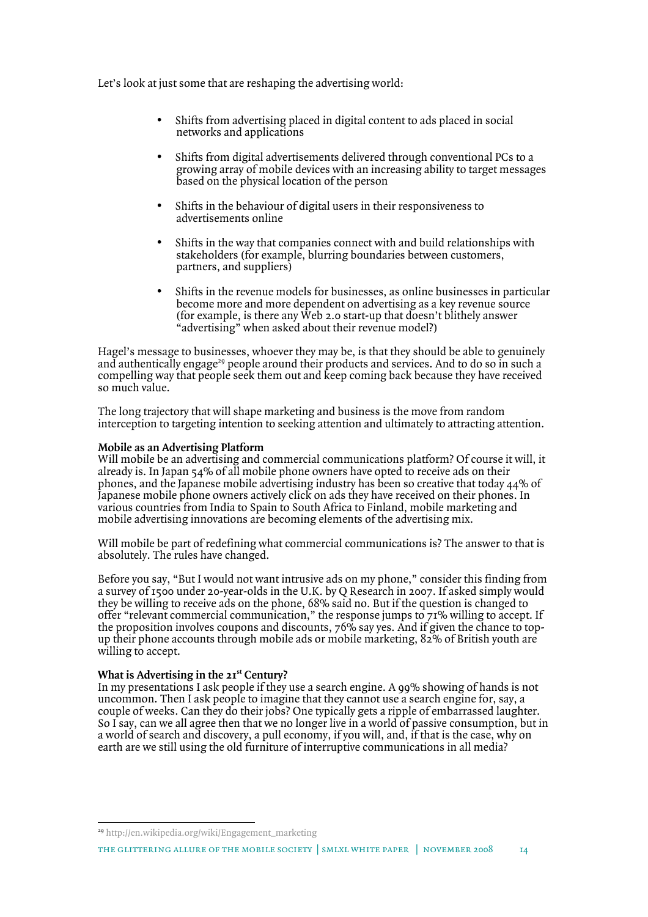Let's look at just some that are reshaping the advertising world:

- Shifts from advertising placed in digital content to ads placed in social networks and applications
- Shifts from digital advertisements delivered through conventional PCs to a growing array of mobile devices with an increasing ability to target messages based on the physical location of the person
- Shifts in the behaviour of digital users in their responsiveness to advertisements online
- Shifts in the way that companies connect with and build relationships with stakeholders (for example, blurring boundaries between customers, partners, and suppliers)
- Shifts in the revenue models for businesses, as online businesses in particular become more and more dependent on advertising as a key revenue source (for example, is there any Web 2.0 start-up that doesn't blithely answer "advertising" when asked about their revenue model?)

Hagel's message to businesses, whoever they may be, is that they should be able to genuinely and authentically engage[29] people around their products and services. And to do so in such a compelling way that people seek them out and keep coming back because they have received so much value.

The long trajectory that will shape marketing and business is the move from random interception to targeting intention to seeking attention and ultimately to attracting attention.

**Mobile as an Advertising Platform**

Will mobile be an advertising and commercial communications platform? Of course it will, it already is. In Japan 54% of all mobile phone owners have opted to receive ads on their phones, and the Japanese mobile advertising industry has been so creative that today 44% of Japanese mobile phone owners actively click on ads they have received on their phones. In various countries from India to Spain to South Africa to Finland, mobile marketing and mobile advertising innovations are becoming elements of the advertising mix.

Will mobile be part of redefining what commercial communications is? The answer to that is absolutely. The rules have changed.

Before you say, "But I would not want intrusive ads on my phone," consider this finding from a survey of 1500 under 20-year-olds in the U.K. by Q Research in 2007. If asked simply would they be willing to receive ads on the phone, 68% said no. But if the question is changed to offer "relevant commercial communication," the response jumps to 71% willing to accept. If the proposition involves coupons and discounts, 76% say yes. And if given the chance to top-up their phone accounts through mobile ads or mobile marketing, 82% of British youth are willing to accept.

**What is Advertising in the 21st Century?**

In my presentations I ask people if they use a search engine. A 99% showing of hands is not uncommon. Then I ask people to imagine that they cannot use a search engine for, say, a couple of weeks. Can they do their jobs? One typically gets a ripple of embarrassed laughter. So I say, can we all agree then that we no longer live in a world of passive consumption, but in a world of search and discovery, a pull economy, if you will, and, if that is the case, why on earth are we still using the old furniture of interruptive communications in all media?

---

[29] http://en.wikipedia.org/wiki/Engagement_marketing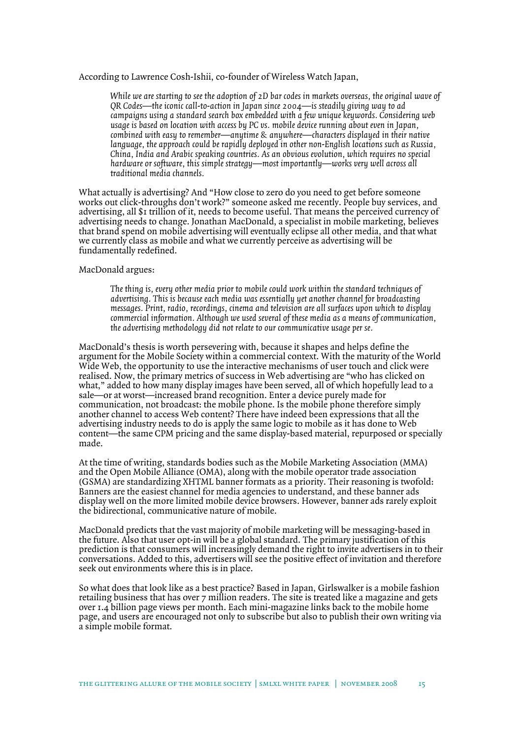According to Lawrence Cosh-Ishii, co-founder of Wireless Watch Japan,

> *While we are starting to see the adoption of 2D bar codes in markets overseas, the original wave of QR Codes—the iconic call-to-action in Japan since 2004—is steadily giving way to ad campaigns using a standard search box embedded with a few unique keywords. Considering web usage is based on location with access by PC vs. mobile device running about even in Japan, combined with easy to remember—anytime & anywhere—characters displayed in their native language, the approach could be rapidly deployed in other non-English locations such as Russia, China, India and Arabic speaking countries. As an obvious evolution, which requires no special hardware or software, this simple strategy—most importantly—works very well across all traditional media channels.*

What actually is advertising? And "How close to zero do you need to get before someone works out click-throughs don't work?" someone asked me recently. People buy services, and advertising, all $1 trillion of it, needs to become useful. That means the perceived currency of advertising needs to change. Jonathan MacDonald, a specialist in mobile marketing, believes that brand spend on mobile advertising will eventually eclipse all other media, and that what we currently class as mobile and what we currently perceive as advertising will be fundamentally redefined.

MacDonald argues:

> *The thing is, every other media prior to mobile could work within the standard techniques of advertising. This is because each media was essentially yet another channel for broadcasting messages. Print, radio, recordings, cinema and television are all surfaces upon which to display commercial information. Although we used several of these media as a means of communication, the advertising methodology did not relate to our communicative usage per se.*

MacDonald's thesis is worth persevering with, because it shapes and helps define the argument for the Mobile Society within a commercial context. With the maturity of the World Wide Web, the opportunity to use the interactive mechanisms of user touch and click were realised. Now, the primary metrics of success in Web advertising are "who has clicked on what," added to how many display images have been served, all of which hopefully lead to a sale—or at worst—increased brand recognition. Enter a device purely made for communication, not broadcast: the mobile phone. Is the mobile phone therefore simply another channel to access Web content? There have indeed been expressions that all the advertising industry needs to do is apply the same logic to mobile as it has done to Web content—the same CPM pricing and the same display-based material, repurposed or specially made.

At the time of writing, standards bodies such as the Mobile Marketing Association (MMA) and the Open Mobile Alliance (OMA), along with the mobile operator trade association (GSMA) are standardizing XHTML banner formats as a priority. Their reasoning is twofold: Banners are the easiest channel for media agencies to understand, and these banner ads display well on the more limited mobile device browsers. However, banner ads rarely exploit the bidirectional, communicative nature of mobile.

MacDonald predicts that the vast majority of mobile marketing will be messaging-based in the future. Also that user opt-in will be a global standard. The primary justification of this prediction is that consumers will increasingly demand the right to invite advertisers in to their conversations. Added to this, advertisers will see the positive effect of invitation and therefore seek out environments where this is in place.

So what does that look like as a best practice? Based in Japan, Girlswalker is a mobile fashion retailing business that has over 7 million readers. The site is treated like a magazine and gets over 1.4 billion page views per month. Each mini-magazine links back to the mobile home page, and users are encouraged not only to subscribe but also to publish their own writing via a simple mobile format.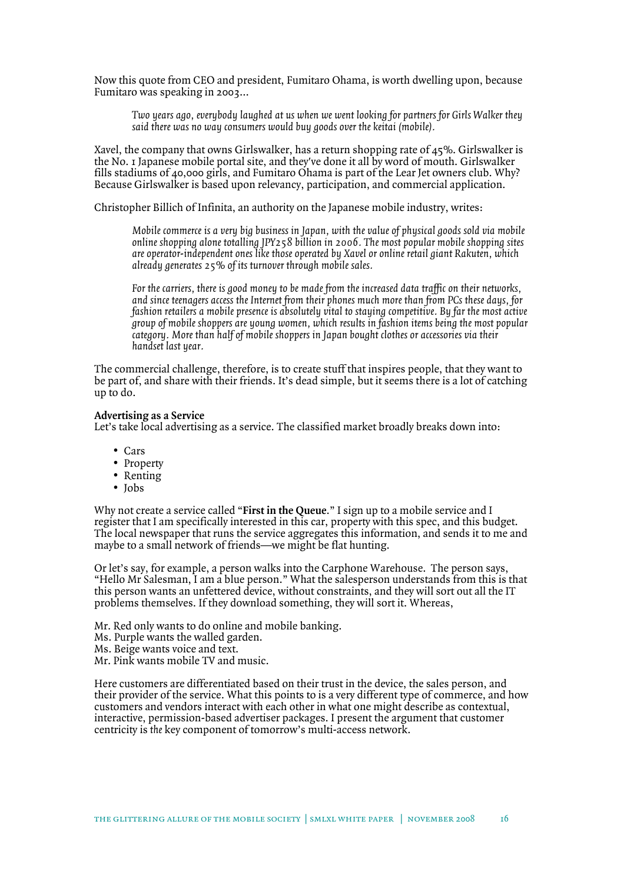Now this quote from CEO and president, Fumitaro Ohama, is worth dwelling upon, because Fumitaro was speaking in 2003...

> *Two years ago, everybody laughed at us when we went looking for partners for Girls Walker they said there was no way consumers would buy goods over the keitai (mobile).*

Xavel, the company that owns Girlswalker, has a return shopping rate of 45%. Girlswalker is the No. 1 Japanese mobile portal site, and they've done it all by word of mouth. Girlswalker fills stadiums of 40,000 girls, and Fumitaro Ohama is part of the Lear Jet owners club. Why? Because Girlswalker is based upon relevancy, participation, and commercial application.

Christopher Billich of Infinita, an authority on the Japanese mobile industry, writes:

> *Mobile commerce is a very big business in Japan, with the value of physical goods sold via mobile online shopping alone totalling JPY258 billion in 2006. The most popular mobile shopping sites are operator-independent ones like those operated by Xavel or online retail giant Rakuten, which already generates 25% of its turnover through mobile sales.*
>
> *For the carriers, there is good money to be made from the increased data traffic on their networks, and since teenagers access the Internet from their phones much more than from PCs these days, for fashion retailers a mobile presence is absolutely vital to staying competitive. By far the most active group of mobile shoppers are young women, which results in fashion items being the most popular category. More than half of mobile shoppers in Japan bought clothes or accessories via their handset last year.*

The commercial challenge, therefore, is to create stuff that inspires people, that they want to be part of, and share with their friends. It's dead simple, but it seems there is a lot of catching up to do.

**Advertising as a Service**
Let's take local advertising as a service. The classified market broadly breaks down into:

- Cars
- Property
- Renting
- Jobs

Why not create a service called "**First in the Queue**." I sign up to a mobile service and I register that I am specifically interested in this car, property with this spec, and this budget. The local newspaper that runs the service aggregates this information, and sends it to me and maybe to a small network of friends—we might be flat hunting.

Or let's say, for example, a person walks into the Carphone Warehouse. The person says, "Hello Mr Salesman, I am a blue person." What the salesperson understands from this is that this person wants an unfettered device, without constraints, and they will sort out all the IT problems themselves. If they download something, they will sort it. Whereas,

Mr. Red only wants to do online and mobile banking.
Ms. Purple wants the walled garden.
Ms. Beige wants voice and text.
Mr. Pink wants mobile TV and music.

Here customers are differentiated based on their trust in the device, the sales person, and their provider of the service. What this points to is a very different type of commerce, and how customers and vendors interact with each other in what one might describe as contextual, interactive, permission-based advertiser packages. I present the argument that customer centricity is *the* key component of tomorrow's multi-access network.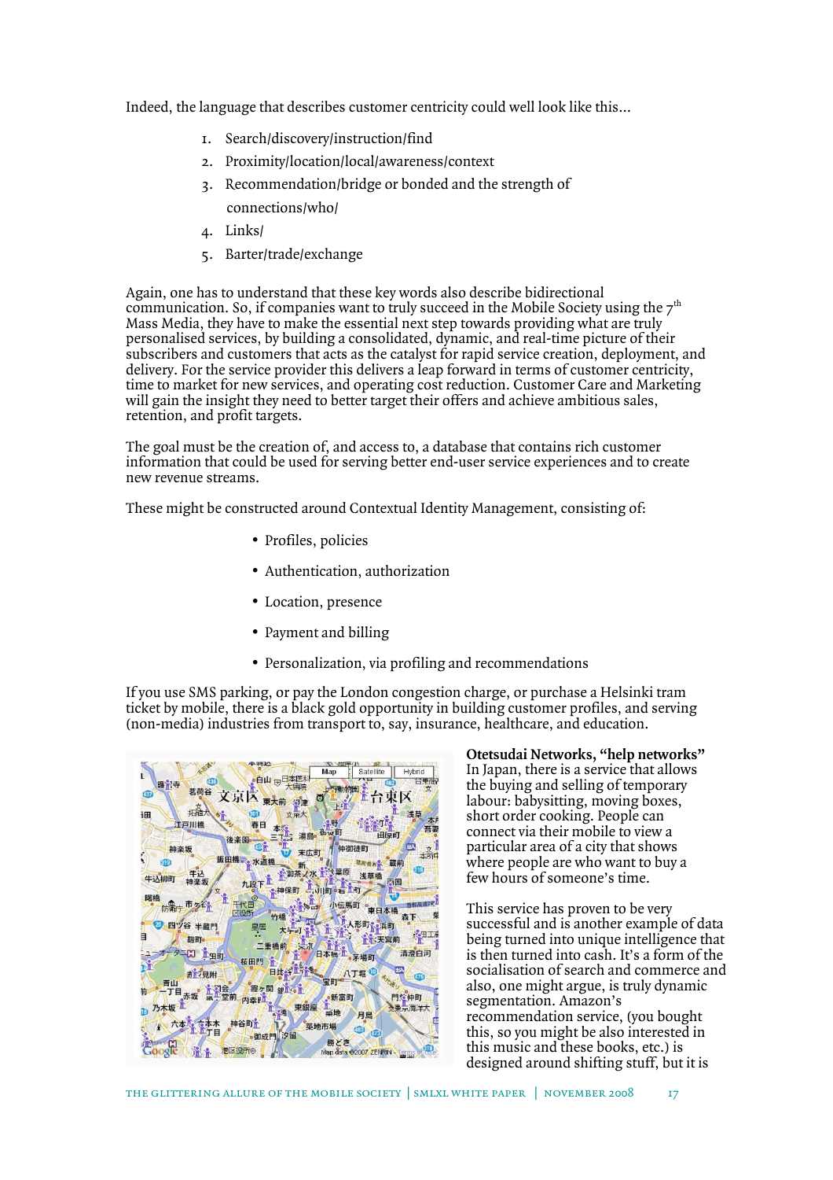Indeed, the language that describes customer centricity could well look like this...

1. Search/discovery/instruction/find
2. Proximity/location/local/awareness/context
3. Recommendation/bridge or bonded and the strength of connections/who/
4. Links/
5. Barter/trade/exchange

Again, one has to understand that these key words also describe bidirectional communication. So, if companies want to truly succeed in the Mobile Society using the 7th Mass Media, they have to make the essential next step towards providing what are truly personalised services, by building a consolidated, dynamic, and real-time picture of their subscribers and customers that acts as the catalyst for rapid service creation, deployment, and delivery. For the service provider this delivers a leap forward in terms of customer centricity, time to market for new services, and operating cost reduction. Customer Care and Marketing will gain the insight they need to better target their offers and achieve ambitious sales, retention, and profit targets.

The goal must be the creation of, and access to, a database that contains rich customer information that could be used for serving better end-user service experiences and to create new revenue streams.

These might be constructed around Contextual Identity Management, consisting of:

- Profiles, policies
- Authentication, authorization
- Location, presence
- Payment and billing
- Personalization, via profiling and recommendations

If you use SMS parking, or pay the London congestion charge, or purchase a Helsinki tram ticket by mobile, there is a black gold opportunity in building customer profiles, and serving (non-media) industries from transport to, say, insurance, healthcare, and education.

**Otetsudai Networks, "help networks"**
In Japan, there is a service that allows the buying and selling of temporary labour: babysitting, moving boxes, short order cooking. People can connect via their mobile to view a particular area of a city that shows where people are who want to buy a few hours of someone's time.

This service has proven to be very successful and is another example of data being turned into unique intelligence that is then turned into cash. It's a form of the socialisation of search and commerce and also, one might argue, is truly dynamic segmentation. Amazon's recommendation service, (you bought this, so you might be also interested in this music and these books, etc.) is designed around shifting stuff, but it is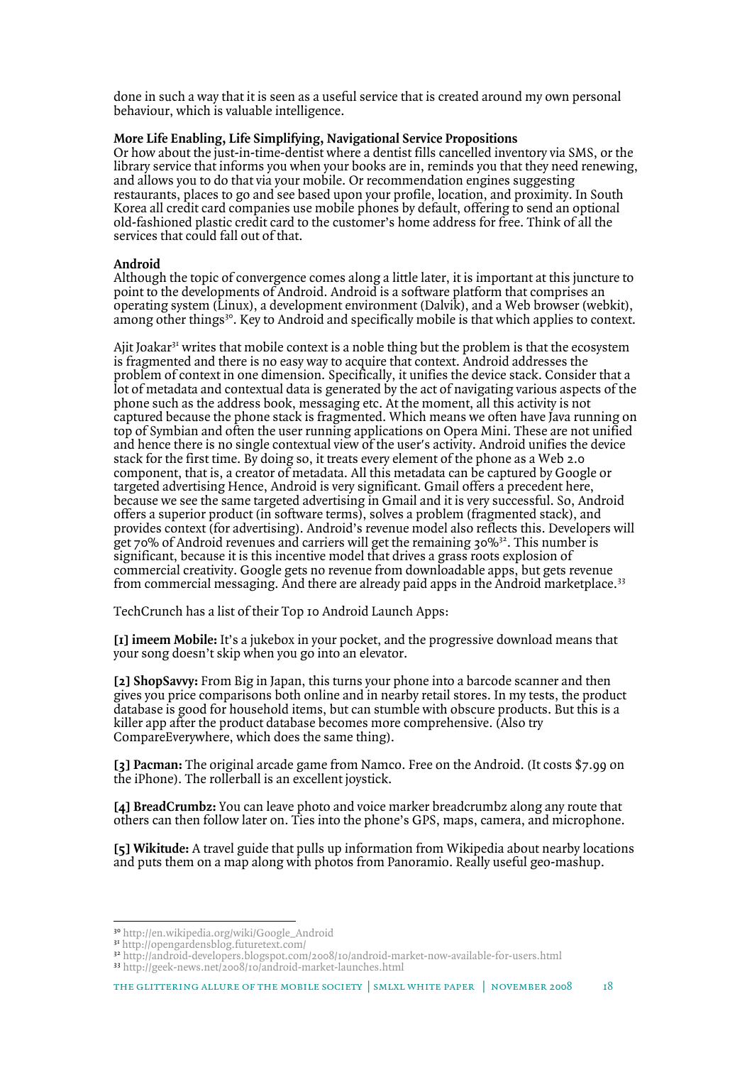done in such a way that it is seen as a useful service that is created around my own personal behaviour, which is valuable intelligence.

**More Life Enabling, Life Simplifying, Navigational Service Propositions**
Or how about the just-in-time-dentist where a dentist fills cancelled inventory via SMS, or the library service that informs you when your books are in, reminds you that they need renewing, and allows you to do that via your mobile. Or recommendation engines suggesting restaurants, places to go and see based upon your profile, location, and proximity. In South Korea all credit card companies use mobile phones by default, offering to send an optional old-fashioned plastic credit card to the customer's home address for free. Think of all the services that could fall out of that.

**Android**
Although the topic of convergence comes along a little later, it is important at this juncture to point to the developments of Android. Android is a software platform that comprises an operating system (Linux), a development environment (Dalvik), and a Web browser (webkit), among other things[30]. Key to Android and specifically mobile is that which applies to context.

Ajit Joakar[31] writes that mobile context is a noble thing but the problem is that the ecosystem is fragmented and there is no easy way to acquire that context. Android addresses the problem of context in one dimension. Specifically, it unifies the device stack. Consider that a lot of metadata and contextual data is generated by the act of navigating various aspects of the phone such as the address book, messaging etc. At the moment, all this activity is not captured because the phone stack is fragmented. Which means we often have Java running on top of Symbian and often the user running applications on Opera Mini. These are not unified and hence there is no single contextual view of the user's activity. Android unifies the device stack for the first time. By doing so, it treats every element of the phone as a Web 2.0 component, that is, a creator of metadata. All this metadata can be captured by Google or targeted advertising Hence, Android is very significant. Gmail offers a precedent here, because we see the same targeted advertising in Gmail and it is very successful. So, Android offers a superior product (in software terms), solves a problem (fragmented stack), and provides context (for advertising). Android's revenue model also reflects this. Developers will get 70% of Android revenues and carriers will get the remaining 30%[32]. This number is significant, because it is this incentive model that drives a grass roots explosion of commercial creativity. Google gets no revenue from downloadable apps, but gets revenue from commercial messaging. And there are already paid apps in the Android marketplace.[33]

TechCrunch has a list of their Top 10 Android Launch Apps:

**[1] imeem Mobile:** It's a jukebox in your pocket, and the progressive download means that your song doesn't skip when you go into an elevator.

**[2] ShopSavvy:** From Big in Japan, this turns your phone into a barcode scanner and then gives you price comparisons both online and in nearby retail stores. In my tests, the product database is good for household items, but can stumble with obscure products. But this is a killer app after the product database becomes more comprehensive. (Also try CompareEverywhere, which does the same thing).

**[3] Pacman:** The original arcade game from Namco. Free on the Android. (It costs $7.99 on the iPhone). The rollerball is an excellent joystick.

**[4] BreadCrumbz:** You can leave photo and voice marker breadcrumbz along any route that others can then follow later on. Ties into the phone's GPS, maps, camera, and microphone.

**[5] Wikitude:** A travel guide that pulls up information from Wikipedia about nearby locations and puts them on a map along with photos from Panoramio. Really useful geo-mashup.

---

[30] http://en.wikipedia.org/wiki/Google_Android
[31] http://opengardensblog.futuretext.com/
[32] http://android-developers.blogspot.com/2008/10/android-market-now-available-for-users.html
[33] http://geek-news.net/2008/10/android-market-launches.html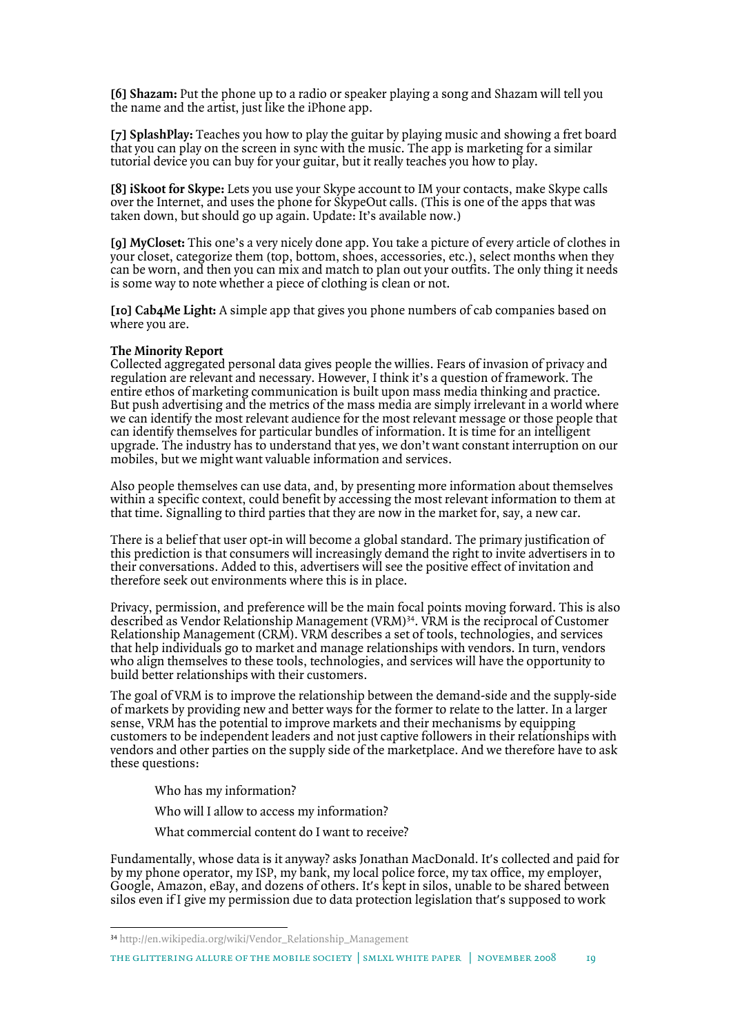**[6] Shazam:** Put the phone up to a radio or speaker playing a song and Shazam will tell you the name and the artist, just like the iPhone app.

**[7] SplashPlay:** Teaches you how to play the guitar by playing music and showing a fret board that you can play on the screen in sync with the music. The app is marketing for a similar tutorial device you can buy for your guitar, but it really teaches you how to play.

**[8] iSkoot for Skype:** Lets you use your Skype account to IM your contacts, make Skype calls over the Internet, and uses the phone for SkypeOut calls. (This is one of the apps that was taken down, but should go up again. Update: It's available now.)

**[9] MyCloset:** This one's a very nicely done app. You take a picture of every article of clothes in your closet, categorize them (top, bottom, shoes, accessories, etc.), select months when they can be worn, and then you can mix and match to plan out your outfits. The only thing it needs is some way to note whether a piece of clothing is clean or not.

**[10] Cab4Me Light:** A simple app that gives you phone numbers of cab companies based on where you are.

**The Minority Report**

Collected aggregated personal data gives people the willies. Fears of invasion of privacy and regulation are relevant and necessary. However, I think it's a question of framework. The entire ethos of marketing communication is built upon mass media thinking and practice. But push advertising and the metrics of the mass media are simply irrelevant in a world where we can identify the most relevant audience for the most relevant message or those people that can identify themselves for particular bundles of information. It is time for an intelligent upgrade. The industry has to understand that yes, we don't want constant interruption on our mobiles, but we might want valuable information and services.

Also people themselves can use data, and, by presenting more information about themselves within a specific context, could benefit by accessing the most relevant information to them at that time. Signalling to third parties that they are now in the market for, say, a new car.

There is a belief that user opt-in will become a global standard. The primary justification of this prediction is that consumers will increasingly demand the right to invite advertisers in to their conversations. Added to this, advertisers will see the positive effect of invitation and therefore seek out environments where this is in place.

Privacy, permission, and preference will be the main focal points moving forward. This is also described as Vendor Relationship Management (VRM)[34]. VRM is the reciprocal of Customer Relationship Management (CRM). VRM describes a set of tools, technologies, and services that help individuals go to market and manage relationships with vendors. In turn, vendors who align themselves to these tools, technologies, and services will have the opportunity to build better relationships with their customers.

The goal of VRM is to improve the relationship between the demand-side and the supply-side of markets by providing new and better ways for the former to relate to the latter. In a larger sense, VRM has the potential to improve markets and their mechanisms by equipping customers to be independent leaders and not just captive followers in their relationships with vendors and other parties on the supply side of the marketplace. And we therefore have to ask these questions:

Who has my information?

Who will I allow to access my information?

What commercial content do I want to receive?

Fundamentally, whose data is it anyway? asks Jonathan MacDonald. It's collected and paid for by my phone operator, my ISP, my bank, my local police force, my tax office, my employer, Google, Amazon, eBay, and dozens of others. It's kept in silos, unable to be shared between silos even if I give my permission due to data protection legislation that's supposed to work

[34] http://en.wikipedia.org/wiki/Vendor_Relationship_Management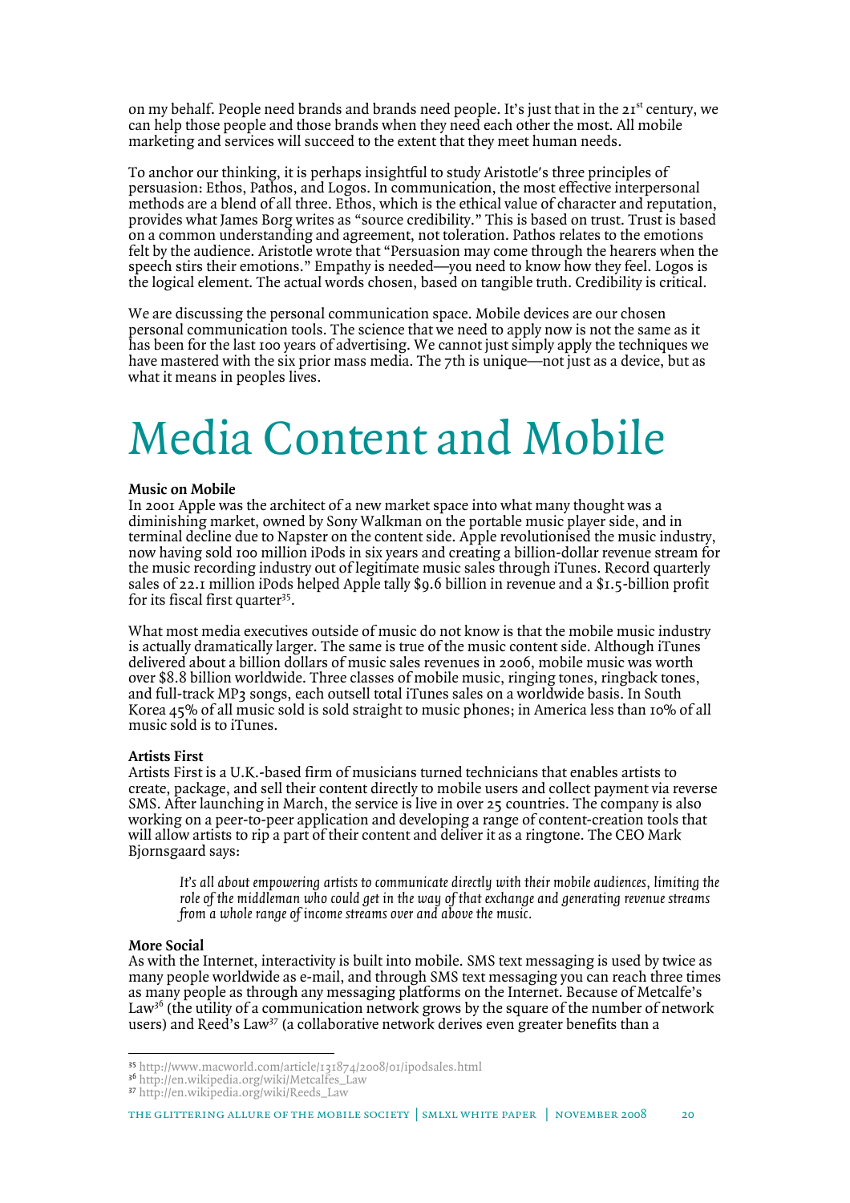on my behalf. People need brands and brands need people. It's just that in the 21st century, we can help those people and those brands when they need each other the most. All mobile marketing and services will succeed to the extent that they meet human needs.

To anchor our thinking, it is perhaps insightful to study Aristotle's three principles of persuasion: Ethos, Pathos, and Logos. In communication, the most effective interpersonal methods are a blend of all three. Ethos, which is the ethical value of character and reputation, provides what James Borg writes as "source credibility." This is based on trust. Trust is based on a common understanding and agreement, not toleration. Pathos relates to the emotions felt by the audience. Aristotle wrote that "Persuasion may come through the hearers when the speech stirs their emotions." Empathy is needed—you need to know how they feel. Logos is the logical element. The actual words chosen, based on tangible truth. Credibility is critical.

We are discussing the personal communication space. Mobile devices are our chosen personal communication tools. The science that we need to apply now is not the same as it has been for the last 100 years of advertising. We cannot just simply apply the techniques we have mastered with the six prior mass media. The 7th is unique—not just as a device, but as what it means in peoples lives.

# Media Content and Mobile

**Music on Mobile**

In 2001 Apple was the architect of a new market space into what many thought was a diminishing market, owned by Sony Walkman on the portable music player side, and in terminal decline due to Napster on the content side. Apple revolutionised the music industry, now having sold 100 million iPods in six years and creating a billion-dollar revenue stream for the music recording industry out of legitimate music sales through iTunes. Record quarterly sales of 22.1 million iPods helped Apple tally $9.6 billion in revenue and a $1.5-billion profit for its fiscal first quarter[35].

What most media executives outside of music do not know is that the mobile music industry is actually dramatically larger. The same is true of the music content side. Although iTunes delivered about a billion dollars of music sales revenues in 2006, mobile music was worth over $8.8 billion worldwide. Three classes of mobile music, ringing tones, ringback tones, and full-track MP3 songs, each outsell total iTunes sales on a worldwide basis. In South Korea 45% of all music sold is sold straight to music phones; in America less than 10% of all music sold is to iTunes.

**Artists First**

Artists First is a U.K.-based firm of musicians turned technicians that enables artists to create, package, and sell their content directly to mobile users and collect payment via reverse SMS. After launching in March, the service is live in over 25 countries. The company is also working on a peer-to-peer application and developing a range of content-creation tools that will allow artists to rip a part of their content and deliver it as a ringtone. The CEO Mark Bjornsgaard says:

> *It's all about empowering artists to communicate directly with their mobile audiences, limiting the role of the middleman who could get in the way of that exchange and generating revenue streams from a whole range of income streams over and above the music.*

**More Social**

As with the Internet, interactivity is built into mobile. SMS text messaging is used by twice as many people worldwide as e-mail, and through SMS text messaging you can reach three times as many people as through any messaging platforms on the Internet. Because of Metcalfe's Law[36] (the utility of a communication network grows by the square of the number of network users) and Reed's Law[37] (a collaborative network derives even greater benefits than a

---

[35] http://www.macworld.com/article/131874/2008/01/ipodsales.html

[36] http://en.wikipedia.org/wiki/Metcalfes_Law

[37] http://en.wikipedia.org/wiki/Reeds_Law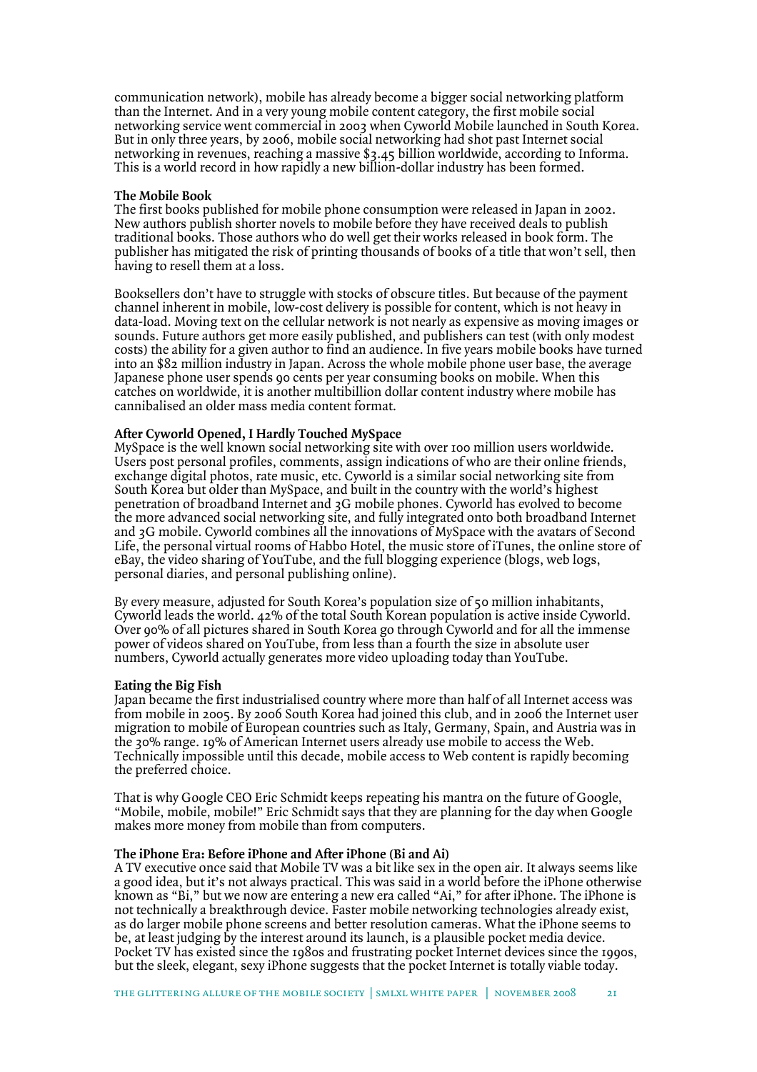communication network), mobile has already become a bigger social networking platform than the Internet. And in a very young mobile content category, the first mobile social networking service went commercial in 2003 when Cyworld Mobile launched in South Korea. But in only three years, by 2006, mobile social networking had shot past Internet social networking in revenues, reaching a massive $3.45 billion worldwide, according to Informa. This is a world record in how rapidly a new billion-dollar industry has been formed.

**The Mobile Book**

The first books published for mobile phone consumption were released in Japan in 2002. New authors publish shorter novels to mobile before they have received deals to publish traditional books. Those authors who do well get their works released in book form. The publisher has mitigated the risk of printing thousands of books of a title that won't sell, then having to resell them at a loss.

Booksellers don't have to struggle with stocks of obscure titles. But because of the payment channel inherent in mobile, low-cost delivery is possible for content, which is not heavy in data-load. Moving text on the cellular network is not nearly as expensive as moving images or sounds. Future authors get more easily published, and publishers can test (with only modest costs) the ability for a given author to find an audience. In five years mobile books have turned into an $82 million industry in Japan. Across the whole mobile phone user base, the average Japanese phone user spends 90 cents per year consuming books on mobile. When this catches on worldwide, it is another multibillion dollar content industry where mobile has cannibalised an older mass media content format.

**After Cyworld Opened, I Hardly Touched MySpace**

MySpace is the well known social networking site with over 100 million users worldwide. Users post personal profiles, comments, assign indications of who are their online friends, exchange digital photos, rate music, etc. Cyworld is a similar social networking site from South Korea but older than MySpace, and built in the country with the world's highest penetration of broadband Internet and 3G mobile phones. Cyworld has evolved to become the more advanced social networking site, and fully integrated onto both broadband Internet and 3G mobile. Cyworld combines all the innovations of MySpace with the avatars of Second Life, the personal virtual rooms of Habbo Hotel, the music store of iTunes, the online store of eBay, the video sharing of YouTube, and the full blogging experience (blogs, web logs, personal diaries, and personal publishing online).

By every measure, adjusted for South Korea's population size of 50 million inhabitants, Cyworld leads the world. 42% of the total South Korean population is active inside Cyworld. Over 90% of all pictures shared in South Korea go through Cyworld and for all the immense power of videos shared on YouTube, from less than a fourth the size in absolute user numbers, Cyworld actually generates more video uploading today than YouTube.

**Eating the Big Fish**

Japan became the first industrialised country where more than half of all Internet access was from mobile in 2005. By 2006 South Korea had joined this club, and in 2006 the Internet user migration to mobile of European countries such as Italy, Germany, Spain, and Austria was in the 30% range. 19% of American Internet users already use mobile to access the Web. Technically impossible until this decade, mobile access to Web content is rapidly becoming the preferred choice.

That is why Google CEO Eric Schmidt keeps repeating his mantra on the future of Google, "Mobile, mobile, mobile!" Eric Schmidt says that they are planning for the day when Google makes more money from mobile than from computers.

**The iPhone Era: Before iPhone and After iPhone (Bi and Ai)**

A TV executive once said that Mobile TV was a bit like sex in the open air. It always seems like a good idea, but it's not always practical. This was said in a world before the iPhone otherwise known as "Bi," but we now are entering a new era called "Ai," for after iPhone. The iPhone is not technically a breakthrough device. Faster mobile networking technologies already exist, as do larger mobile phone screens and better resolution cameras. What the iPhone seems to be, at least judging by the interest around its launch, is a plausible pocket media device. Pocket TV has existed since the 1980s and frustrating pocket Internet devices since the 1990s, but the sleek, elegant, sexy iPhone suggests that the pocket Internet is totally viable today.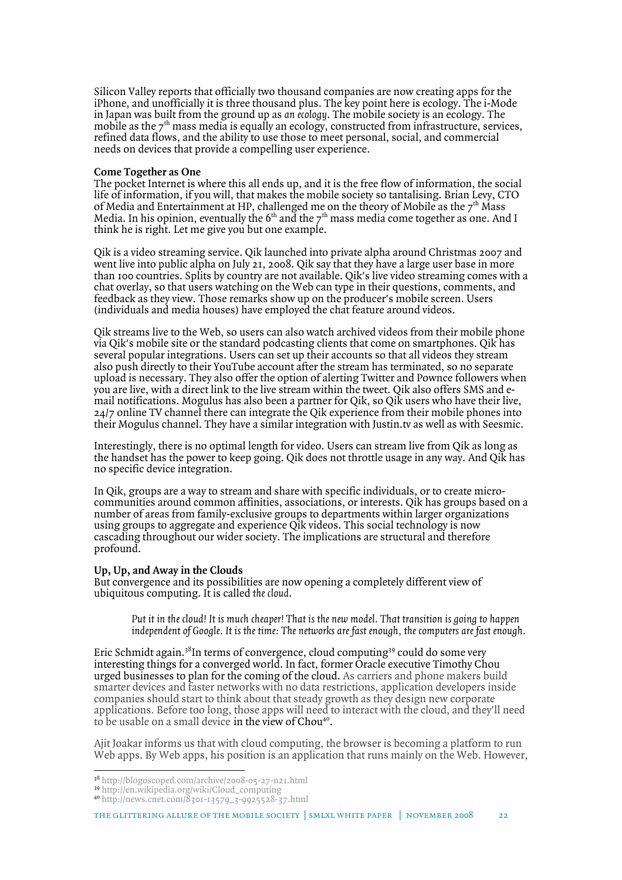Silicon Valley reports that officially two thousand companies are now creating apps for the iPhone, and unofficially it is three thousand plus. The key point here is ecology. The i-Mode in Japan was built from the ground up as *an ecology*. The mobile society is an ecology. The mobile as the 7th mass media is equally an ecology, constructed from infrastructure, services, refined data flows, and the ability to use those to meet personal, social, and commercial needs on devices that provide a compelling user experience.

**Come Together as One**

The pocket Internet is where this all ends up, and it is the free flow of information, the social life of information, if you will, that makes the mobile society so tantalising. Brian Levy, CTO of Media and Entertainment at HP, challenged me on the theory of Mobile as the 7th Mass Media. In his opinion, eventually the 6th and the 7th mass media come together as one. And I think he is right. Let me give you but one example.

Qik is a video streaming service. Qik launched into private alpha around Christmas 2007 and went live into public alpha on July 21, 2008. Qik say that they have a large user base in more than 100 countries. Splits by country are not available. Qik's live video streaming comes with a chat overlay, so that users watching on the Web can type in their questions, comments, and feedback as they view. Those remarks show up on the producer's mobile screen. Users (individuals and media houses) have employed the chat feature around videos.

Qik streams live to the Web, so users can also watch archived videos from their mobile phone via Qik's mobile site or the standard podcasting clients that come on smartphones. Qik has several popular integrations. Users can set up their accounts so that all videos they stream also push directly to their YouTube account after the stream has terminated, so no separate upload is necessary. They also offer the option of alerting Twitter and Pownce followers when you are live, with a direct link to the live stream within the tweet. Qik also offers SMS and e-mail notifications. Mogulus has also been a partner for Qik, so Qik users who have their live, 24/7 online TV channel there can integrate the Qik experience from their mobile phones into their Mogulus channel. They have a similar integration with Justin.tv as well as with Seesmic.

Interestingly, there is no optimal length for video. Users can stream live from Qik as long as the handset has the power to keep going. Qik does not throttle usage in any way. And Qik has no specific device integration.

In Qik, groups are a way to stream and share with specific individuals, or to create micro-communities around common affinities, associations, or interests. Qik has groups based on a number of areas from family-exclusive groups to departments within larger organizations using groups to aggregate and experience Qik videos. This social technology is now cascading throughout our wider society. The implications are structural and therefore profound.

**Up, Up, and Away in the Clouds**

But convergence and its possibilities are now opening a completely different view of ubiquitous computing. It is called *the cloud*.

> *Put it in the cloud! It is much cheaper! That is the new model. That transition is going to happen independent of Google. It is the time: The networks are fast enough, the computers are fast enough.*

Eric Schmidt again.[38] In terms of convergence, cloud computing[39] could do some very interesting things for a converged world. In fact, former Oracle executive Timothy Chou urged businesses to plan for the coming of the cloud. As carriers and phone makers build smarter devices and faster networks with no data restrictions, application developers inside companies should start to think about that steady growth as they design new corporate applications. Before too long, those apps will need to interact with the cloud, and they'll need to be usable on a small device in the view of Chou[40].

Ajit Joakar informs us that with cloud computing, the browser is becoming a platform to run Web apps. By Web apps, his position is an application that runs mainly on the Web. However,

---

[38] http://blogoscoped.com/archive/2008-05-27-n21.html
[39] http://en.wikipedia.org/wiki/Cloud_computing
[40] http://news.cnet.com/8301-13579_3-9925528-37.html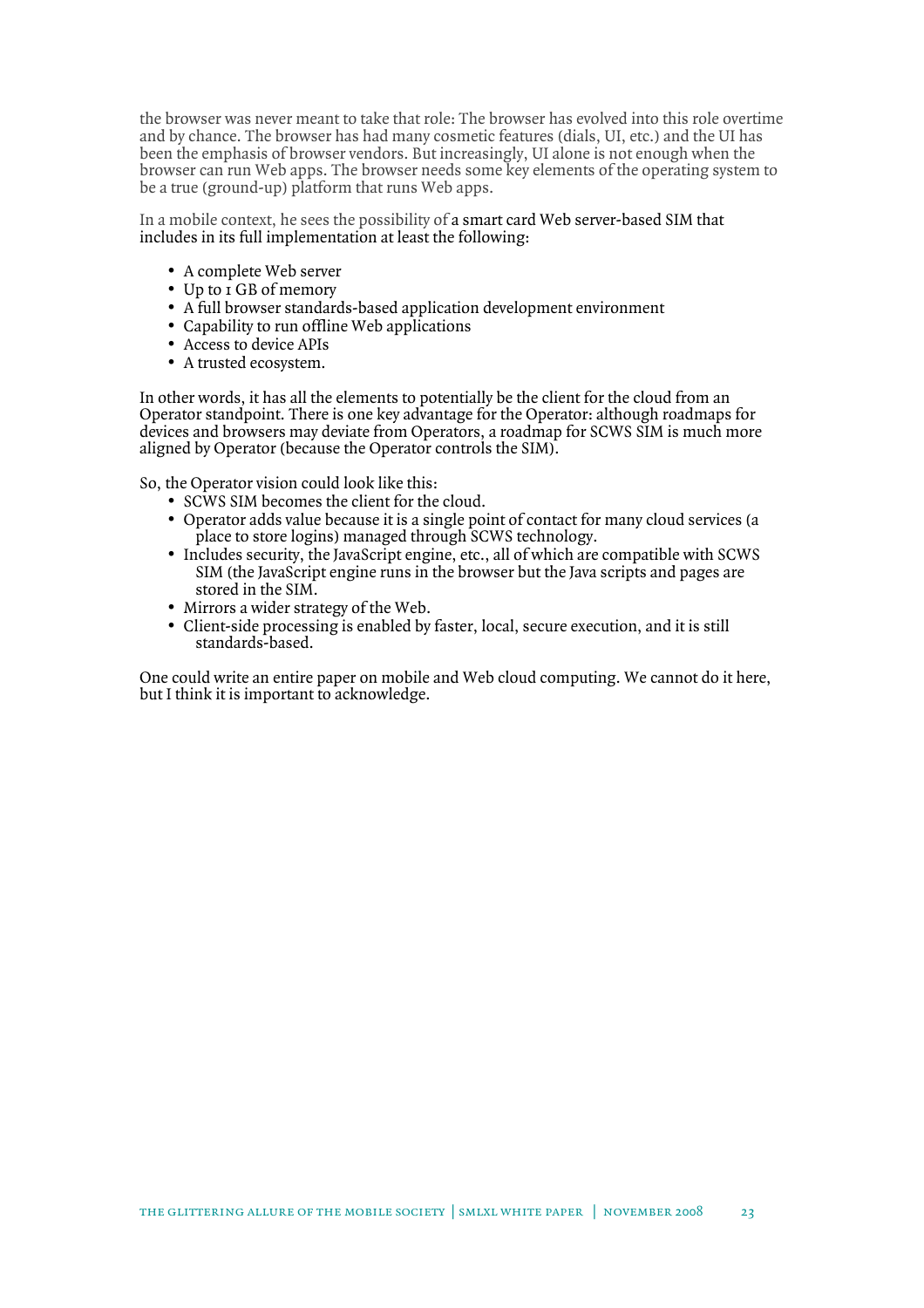the browser was never meant to take that role: The browser has evolved into this role overtime and by chance. The browser has had many cosmetic features (dials, UI, etc.) and the UI has been the emphasis of browser vendors. But increasingly, UI alone is not enough when the browser can run Web apps. The browser needs some key elements of the operating system to be a true (ground-up) platform that runs Web apps.

In a mobile context, he sees the possibility of a smart card Web server-based SIM that includes in its full implementation at least the following:

- A complete Web server
- Up to 1 GB of memory
- A full browser standards-based application development environment
- Capability to run offline Web applications
- Access to device APIs
- A trusted ecosystem.

In other words, it has all the elements to potentially be the client for the cloud from an Operator standpoint. There is one key advantage for the Operator: although roadmaps for devices and browsers may deviate from Operators, a roadmap for SCWS SIM is much more aligned by Operator (because the Operator controls the SIM).

So, the Operator vision could look like this:

- SCWS SIM becomes the client for the cloud.
- Operator adds value because it is a single point of contact for many cloud services (a place to store logins) managed through SCWS technology.
- Includes security, the JavaScript engine, etc., all of which are compatible with SCWS SIM (the JavaScript engine runs in the browser but the Java scripts and pages are stored in the SIM.
- Mirrors a wider strategy of the Web.
- Client-side processing is enabled by faster, local, secure execution, and it is still standards-based.

One could write an entire paper on mobile and Web cloud computing. We cannot do it here, but I think it is important to acknowledge.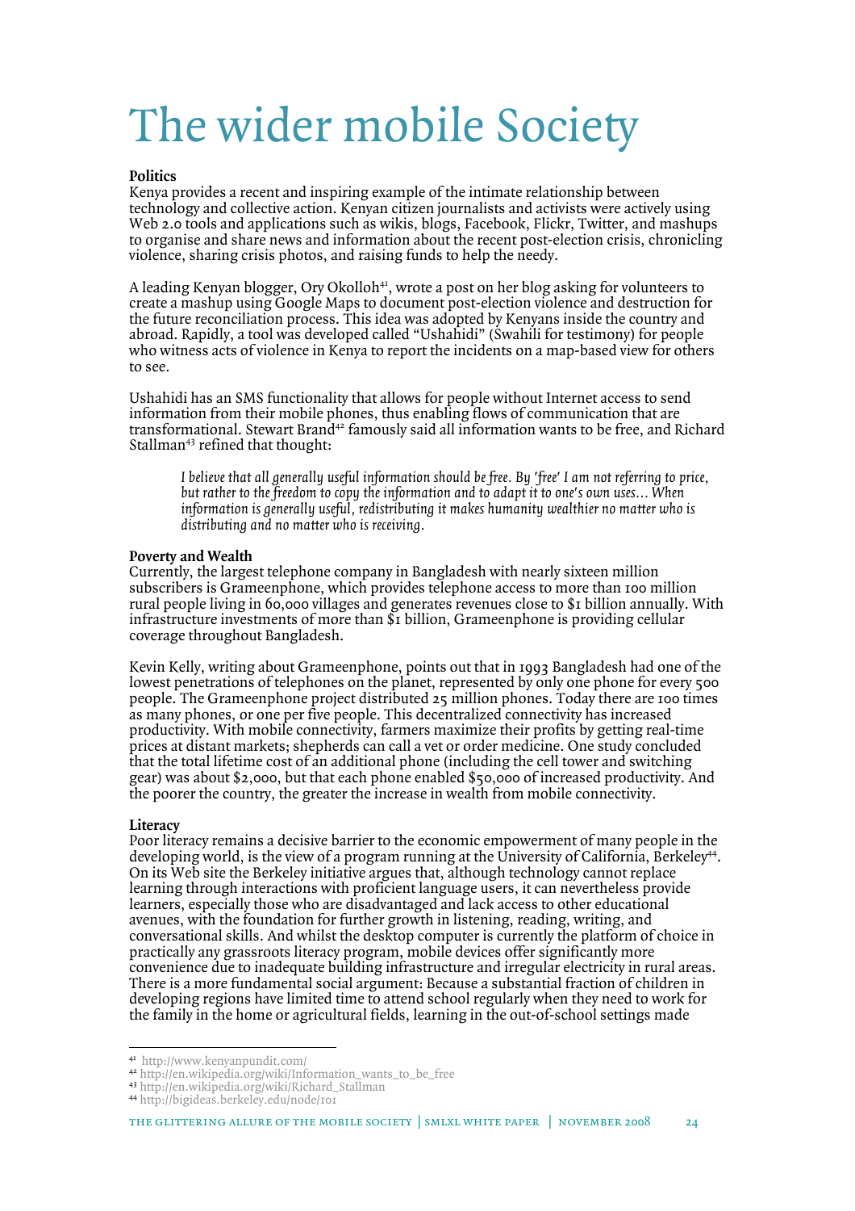# The wider mobile Society

**Politics**
Kenya provides a recent and inspiring example of the intimate relationship between technology and collective action. Kenyan citizen journalists and activists were actively using Web 2.0 tools and applications such as wikis, blogs, Facebook, Flickr, Twitter, and mashups to organise and share news and information about the recent post-election crisis, chronicling violence, sharing crisis photos, and raising funds to help the needy.

A leading Kenyan blogger, Ory Okolloh[41], wrote a post on her blog asking for volunteers to create a mashup using Google Maps to document post-election violence and destruction for the future reconciliation process. This idea was adopted by Kenyans inside the country and abroad. Rapidly, a tool was developed called "Ushahidi" (Swahili for testimony) for people who witness acts of violence in Kenya to report the incidents on a map-based view for others to see.

Ushahidi has an SMS functionality that allows for people without Internet access to send information from their mobile phones, thus enabling flows of communication that are transformational. Stewart Brand[42] famously said all information wants to be free, and Richard Stallman[43] refined that thought:

> *I believe that all generally useful information should be free. By 'free' I am not referring to price, but rather to the freedom to copy the information and to adapt it to one's own uses... When information is generally useful, redistributing it makes humanity wealthier no matter who is distributing and no matter who is receiving.*

**Poverty and Wealth**
Currently, the largest telephone company in Bangladesh with nearly sixteen million subscribers is Grameenphone, which provides telephone access to more than 100 million rural people living in 60,000 villages and generates revenues close to $1 billion annually. With infrastructure investments of more than $1 billion, Grameenphone is providing cellular coverage throughout Bangladesh.

Kevin Kelly, writing about Grameenphone, points out that in 1993 Bangladesh had one of the lowest penetrations of telephones on the planet, represented by only one phone for every 500 people. The Grameenphone project distributed 25 million phones. Today there are 100 times as many phones, or one per five people. This decentralized connectivity has increased productivity. With mobile connectivity, farmers maximize their profits by getting real-time prices at distant markets; shepherds can call a vet or order medicine. One study concluded that the total lifetime cost of an additional phone (including the cell tower and switching gear) was about $2,000, but that each phone enabled $50,000 of increased productivity. And the poorer the country, the greater the increase in wealth from mobile connectivity.

**Literacy**
Poor literacy remains a decisive barrier to the economic empowerment of many people in the developing world, is the view of a program running at the University of California, Berkeley[44]. On its Web site the Berkeley initiative argues that, although technology cannot replace learning through interactions with proficient language users, it can nevertheless provide learners, especially those who are disadvantaged and lack access to other educational avenues, with the foundation for further growth in listening, reading, writing, and conversational skills. And whilst the desktop computer is currently the platform of choice in practically any grassroots literacy program, mobile devices offer significantly more convenience due to inadequate building infrastructure and irregular electricity in rural areas. There is a more fundamental social argument: Because a substantial fraction of children in developing regions have limited time to attend school regularly when they need to work for the family in the home or agricultural fields, learning in the out-of-school settings made

---

[41] http://www.kenyanpundit.com/
[42] http://en.wikipedia.org/wiki/Information_wants_to_be_free
[43] http://en.wikipedia.org/wiki/Richard_Stallman
[44] http://bigideas.berkeley.edu/node/101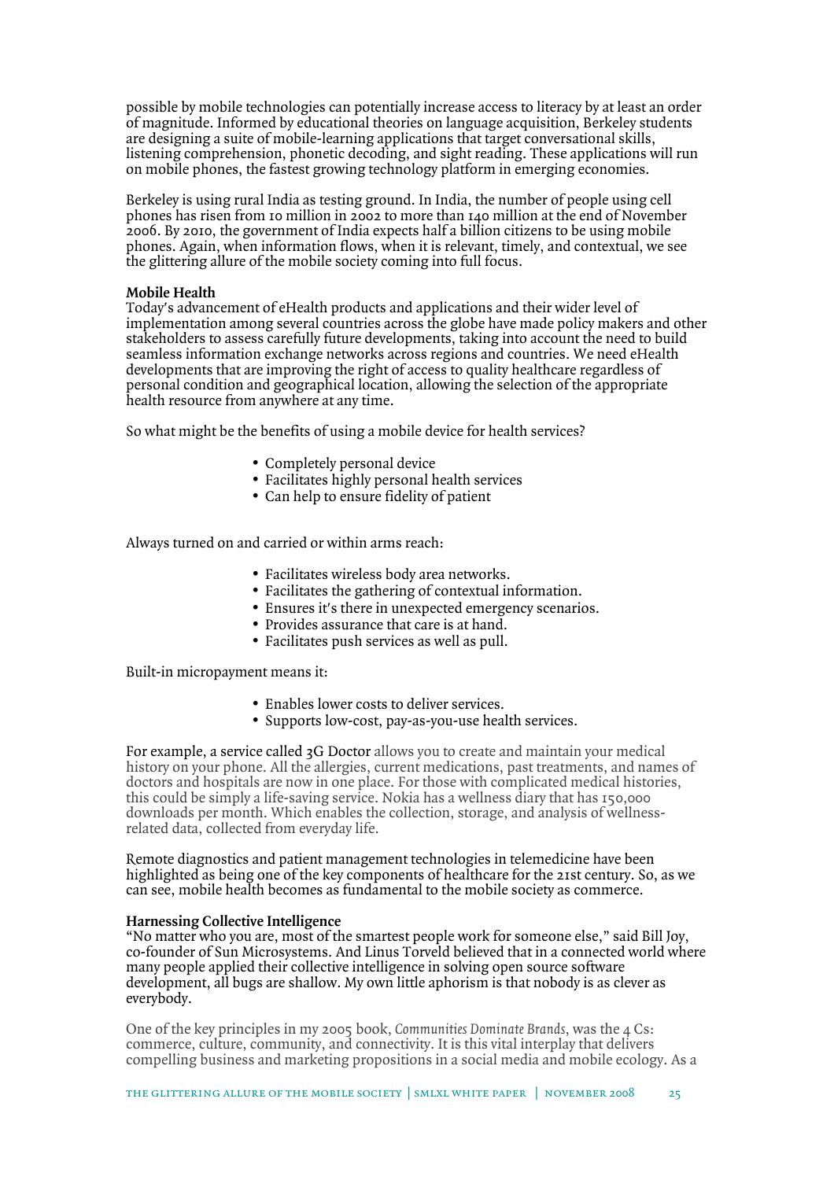possible by mobile technologies can potentially increase access to literacy by at least an order of magnitude. Informed by educational theories on language acquisition, Berkeley students are designing a suite of mobile-learning applications that target conversational skills, listening comprehension, phonetic decoding, and sight reading. These applications will run on mobile phones, the fastest growing technology platform in emerging economies.

Berkeley is using rural India as testing ground. In India, the number of people using cell phones has risen from 10 million in 2002 to more than 140 million at the end of November 2006. By 2010, the government of India expects half a billion citizens to be using mobile phones. Again, when information flows, when it is relevant, timely, and contextual, we see the glittering allure of the mobile society coming into full focus.

**Mobile Health**

Today's advancement of eHealth products and applications and their wider level of implementation among several countries across the globe have made policy makers and other stakeholders to assess carefully future developments, taking into account the need to build seamless information exchange networks across regions and countries. We need eHealth developments that are improving the right of access to quality healthcare regardless of personal condition and geographical location, allowing the selection of the appropriate health resource from anywhere at any time.

So what might be the benefits of using a mobile device for health services?

- Completely personal device
- Facilitates highly personal health services
- Can help to ensure fidelity of patient

Always turned on and carried or within arms reach:

- Facilitates wireless body area networks.
- Facilitates the gathering of contextual information.
- Ensures it's there in unexpected emergency scenarios.
- Provides assurance that care is at hand.
- Facilitates push services as well as pull.

Built-in micropayment means it:

- Enables lower costs to deliver services.
- Supports low-cost, pay-as-you-use health services.

For example, a service called 3G Doctor allows you to create and maintain your medical history on your phone. All the allergies, current medications, past treatments, and names of doctors and hospitals are now in one place. For those with complicated medical histories, this could be simply a life-saving service. Nokia has a wellness diary that has 150,000 downloads per month. Which enables the collection, storage, and analysis of wellness-related data, collected from everyday life.

Remote diagnostics and patient management technologies in telemedicine have been highlighted as being one of the key components of healthcare for the 21st century. So, as we can see, mobile health becomes as fundamental to the mobile society as commerce.

**Harnessing Collective Intelligence**

"No matter who you are, most of the smartest people work for someone else," said Bill Joy, co-founder of Sun Microsystems. And Linus Torveld believed that in a connected world where many people applied their collective intelligence in solving open source software development, all bugs are shallow. My own little aphorism is that nobody is as clever as everybody.

One of the key principles in my 2005 book, *Communities Dominate Brands*, was the 4 Cs: commerce, culture, community, and connectivity. It is this vital interplay that delivers compelling business and marketing propositions in a social media and mobile ecology. As a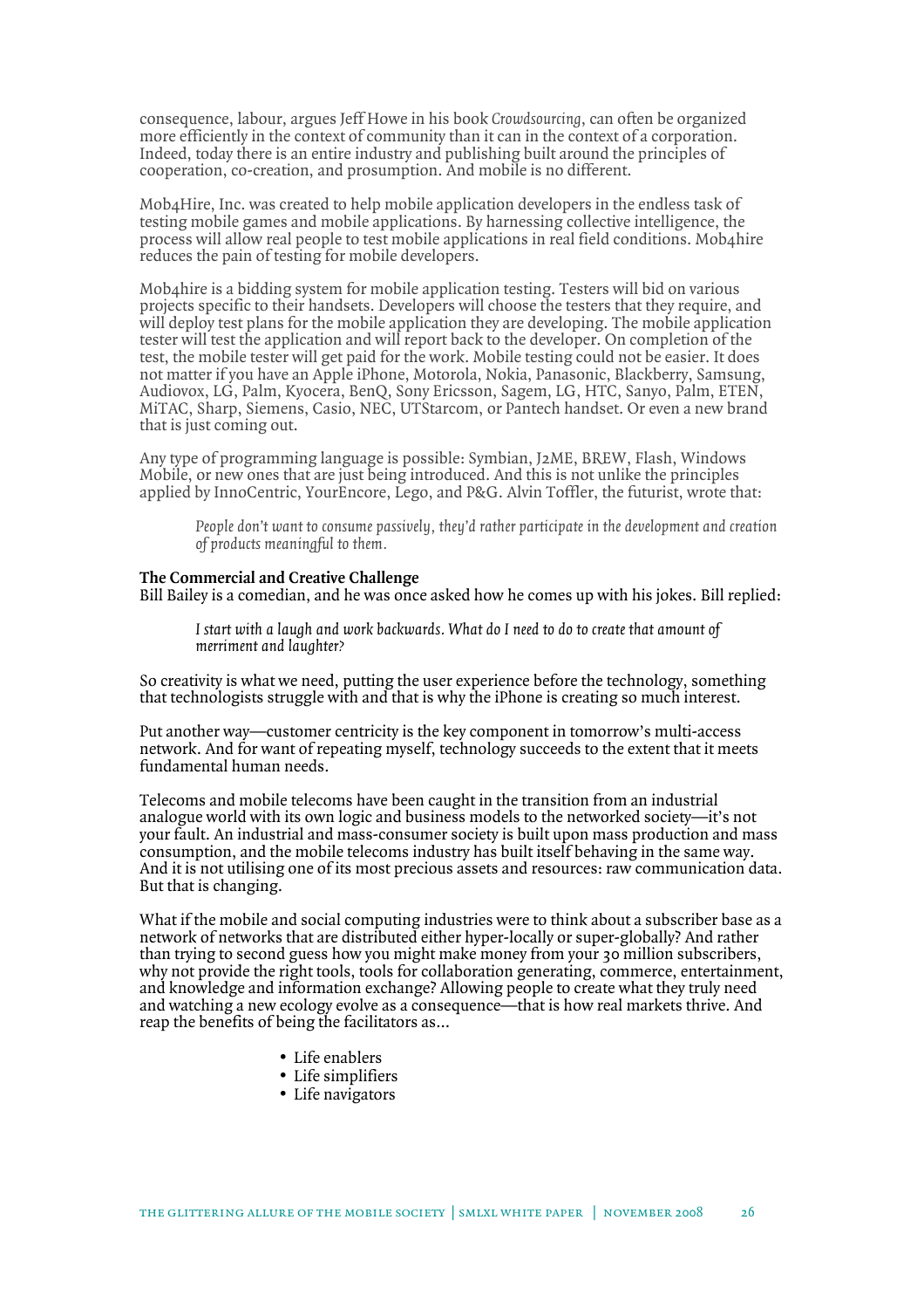consequence, labour, argues Jeff Howe in his book *Crowdsourcing*, can often be organized more efficiently in the context of community than it can in the context of a corporation. Indeed, today there is an entire industry and publishing built around the principles of cooperation, co-creation, and prosumption. And mobile is no different.

Mob4Hire, Inc. was created to help mobile application developers in the endless task of testing mobile games and mobile applications. By harnessing collective intelligence, the process will allow real people to test mobile applications in real field conditions. Mob4hire reduces the pain of testing for mobile developers.

Mob4hire is a bidding system for mobile application testing. Testers will bid on various projects specific to their handsets. Developers will choose the testers that they require, and will deploy test plans for the mobile application they are developing. The mobile application tester will test the application and will report back to the developer. On completion of the test, the mobile tester will get paid for the work. Mobile testing could not be easier. It does not matter if you have an Apple iPhone, Motorola, Nokia, Panasonic, Blackberry, Samsung, Audiovox, LG, Palm, Kyocera, BenQ, Sony Ericsson, Sagem, LG, HTC, Sanyo, Palm, ETEN, MiTAC, Sharp, Siemens, Casio, NEC, UTStarcom, or Pantech handset. Or even a new brand that is just coming out.

Any type of programming language is possible: Symbian, J2ME, BREW, Flash, Windows Mobile, or new ones that are just being introduced. And this is not unlike the principles applied by InnoCentric, YourEncore, Lego, and P&G. Alvin Toffler, the futurist, wrote that:

> *People don't want to consume passively, they'd rather participate in the development and creation of products meaningful to them.*

**The Commercial and Creative Challenge**

Bill Bailey is a comedian, and he was once asked how he comes up with his jokes. Bill replied:

> *I start with a laugh and work backwards. What do I need to do to create that amount of merriment and laughter?*

So creativity is what we need, putting the user experience before the technology, something that technologists struggle with and that is why the iPhone is creating so much interest.

Put another way—customer centricity is the key component in tomorrow's multi-access network. And for want of repeating myself, technology succeeds to the extent that it meets fundamental human needs.

Telecoms and mobile telecoms have been caught in the transition from an industrial analogue world with its own logic and business models to the networked society—it's not your fault. An industrial and mass-consumer society is built upon mass production and mass consumption, and the mobile telecoms industry has built itself behaving in the same way. And it is not utilising one of its most precious assets and resources: raw communication data. But that is changing.

What if the mobile and social computing industries were to think about a subscriber base as a network of networks that are distributed either hyper-locally or super-globally? And rather than trying to second guess how you might make money from your 30 million subscribers, why not provide the right tools, tools for collaboration generating, commerce, entertainment, and knowledge and information exchange? Allowing people to create what they truly need and watching a new ecology evolve as a consequence—that is how real markets thrive. And reap the benefits of being the facilitators as...

- Life enablers
- Life simplifiers
- Life navigators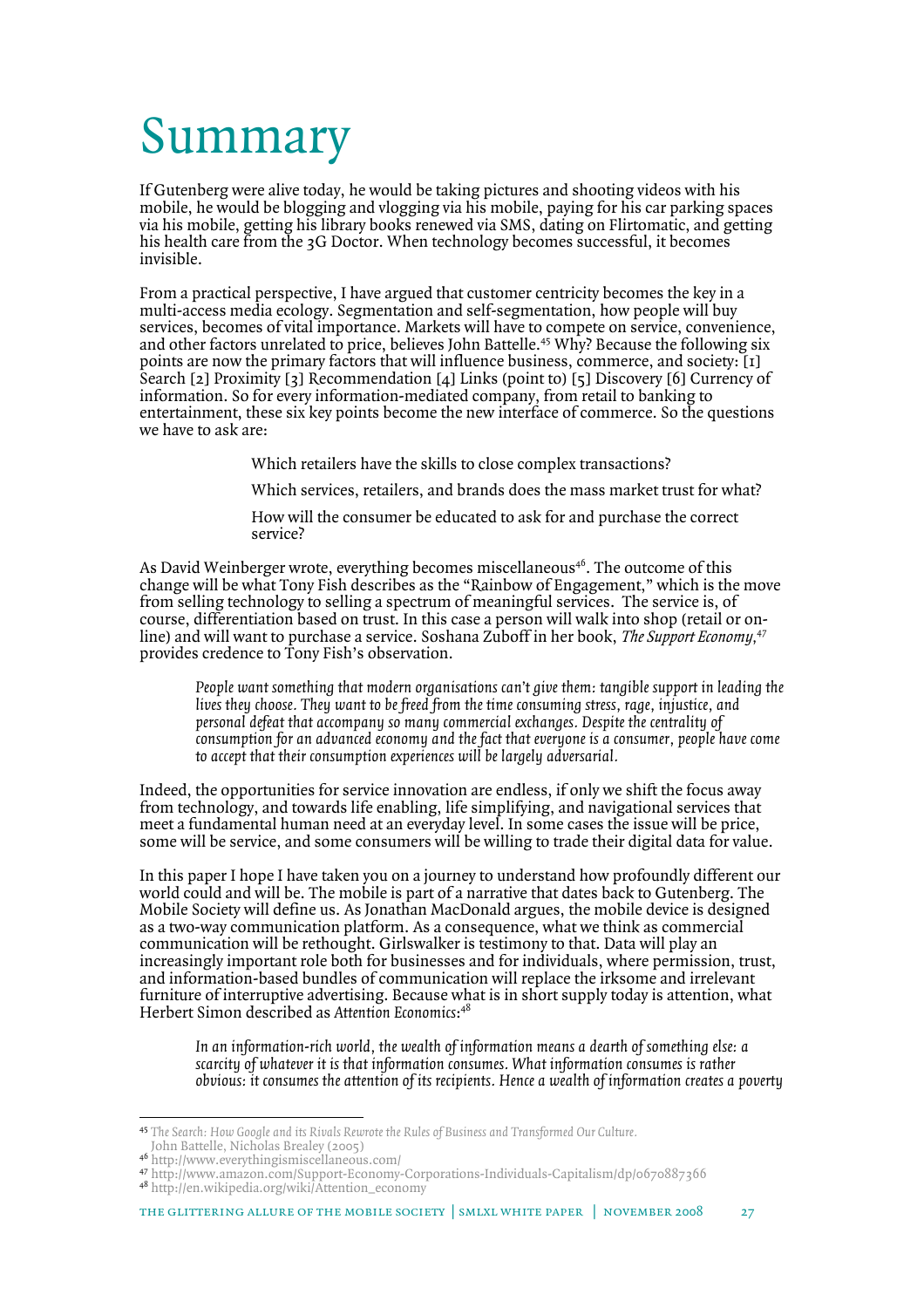# Summary

If Gutenberg were alive today, he would be taking pictures and shooting videos with his mobile, he would be blogging and vlogging via his mobile, paying for his car parking spaces via his mobile, getting his library books renewed via SMS, dating on Flirtomatic, and getting his health care from the 3G Doctor. When technology becomes successful, it becomes invisible.

From a practical perspective, I have argued that customer centricity becomes the key in a multi-access media ecology. Segmentation and self-segmentation, how people will buy services, becomes of vital importance. Markets will have to compete on service, convenience, and other factors unrelated to price, believes John Battelle.[45] Why? Because the following six points are now the primary factors that will influence business, commerce, and society: [1] Search [2] Proximity [3] Recommendation [4] Links (point to) [5] Discovery [6] Currency of information. So for every information-mediated company, from retail to banking to entertainment, these six key points become the new interface of commerce. So the questions we have to ask are:

> Which retailers have the skills to close complex transactions?
>
> Which services, retailers, and brands does the mass market trust for what?
>
> How will the consumer be educated to ask for and purchase the correct service?

As David Weinberger wrote, everything becomes miscellaneous[46]. The outcome of this change will be what Tony Fish describes as the "Rainbow of Engagement," which is the move from selling technology to selling a spectrum of meaningful services. The service is, of course, differentiation based on trust. In this case a person will walk into shop (retail or on-line) and will want to purchase a service. Soshana Zuboff in her book, *The Support Economy*,[47] provides credence to Tony Fish's observation.

> *People want something that modern organisations can't give them: tangible support in leading the lives they choose. They want to be freed from the time consuming stress, rage, injustice, and personal defeat that accompany so many commercial exchanges. Despite the centrality of consumption for an advanced economy and the fact that everyone is a consumer, people have come to accept that their consumption experiences will be largely adversarial.*

Indeed, the opportunities for service innovation are endless, if only we shift the focus away from technology, and towards life enabling, life simplifying, and navigational services that meet a fundamental human need at an everyday level. In some cases the issue will be price, some will be service, and some consumers will be willing to trade their digital data for value.

In this paper I hope I have taken you on a journey to understand how profoundly different our world could and will be. The mobile is part of a narrative that dates back to Gutenberg. The Mobile Society will define us. As Jonathan MacDonald argues, the mobile device is designed as a two-way communication platform. As a consequence, what we think as commercial communication will be rethought. Girlswalker is testimony to that. Data will play an increasingly important role both for businesses and for individuals, where permission, trust, and information-based bundles of communication will replace the irksome and irrelevant furniture of interruptive advertising. Because what is in short supply today is attention, what Herbert Simon described as *Attention Economics*:[48]

> *In an information-rich world, the wealth of information means a dearth of something else: a scarcity of whatever it is that information consumes. What information consumes is rather obvious: it consumes the attention of its recipients. Hence a wealth of information creates a poverty*

---

[45] *The Search: How Google and its Rivals Rewrote the Rules of Business and Transformed Our Culture.* John Battelle, Nicholas Brealey (2005)

[46] http://www.everythingismiscellaneous.com/

[47] http://www.amazon.com/Support-Economy-Corporations-Individuals-Capitalism/dp/0670887366

[48] http://en.wikipedia.org/wiki/Attention_economy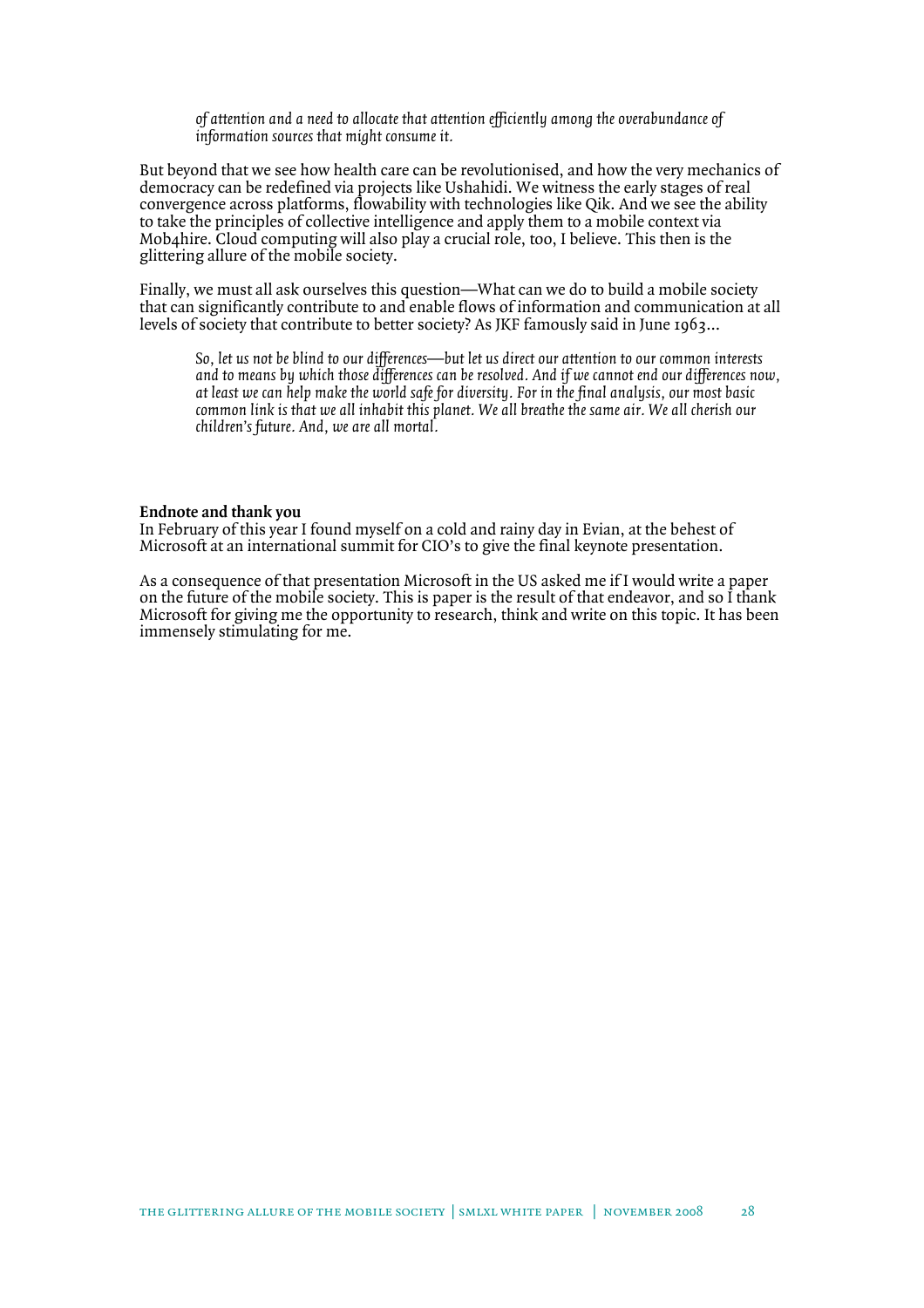*of attention and a need to allocate that attention efficiently among the overabundance of information sources that might consume it.*

But beyond that we see how health care can be revolutionised, and how the very mechanics of democracy can be redefined via projects like Ushahidi. We witness the early stages of real convergence across platforms, flowability with technologies like Qik. And we see the ability to take the principles of collective intelligence and apply them to a mobile context via Mob4hire. Cloud computing will also play a crucial role, too, I believe. This then is the glittering allure of the mobile society.

Finally, we must all ask ourselves this question—What can we do to build a mobile society that can significantly contribute to and enable flows of information and communication at all levels of society that contribute to better society? As JKF famously said in June 1963...

> *So, let us not be blind to our differences—but let us direct our attention to our common interests and to means by which those differences can be resolved. And if we cannot end our differences now, at least we can help make the world safe for diversity. For in the final analysis, our most basic common link is that we all inhabit this planet. We all breathe the same air. We all cherish our children's future. And, we are all mortal.*

**Endnote and thank you**

In February of this year I found myself on a cold and rainy day in Evian, at the behest of Microsoft at an international summit for CIO's to give the final keynote presentation.

As a consequence of that presentation Microsoft in the US asked me if I would write a paper on the future of the mobile society. This is paper is the result of that endeavor, and so I thank Microsoft for giving me the opportunity to research, think and write on this topic. It has been immensely stimulating for me.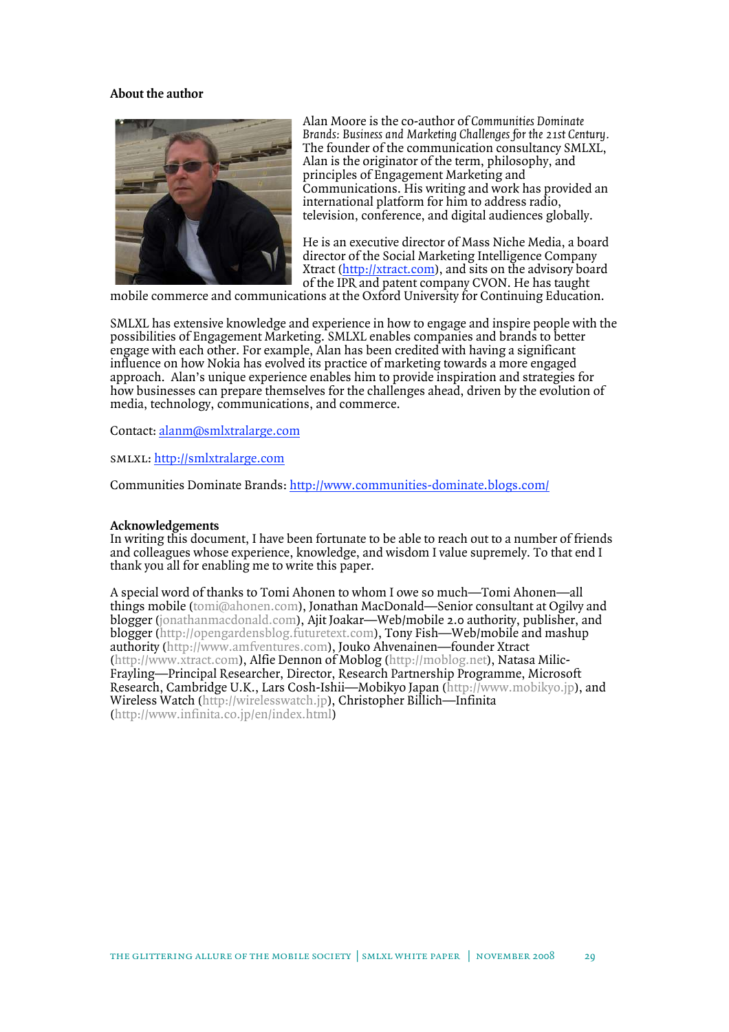**About the author**

Alan Moore is the co-author of *Communities Dominate Brands: Business and Marketing Challenges for the 21st Century*. The founder of the communication consultancy SMLXL, Alan is the originator of the term, philosophy, and principles of Engagement Marketing and Communications. His writing and work has provided an international platform for him to address radio, television, conference, and digital audiences globally.

He is an executive director of Mass Niche Media, a board director of the Social Marketing Intelligence Company Xtract (http://xtract.com), and sits on the advisory board of the IPR and patent company CVON. He has taught mobile commerce and communications at the Oxford University for Continuing Education.

SMLXL has extensive knowledge and experience in how to engage and inspire people with the possibilities of Engagement Marketing. SMLXL enables companies and brands to better engage with each other. For example, Alan has been credited with having a significant influence on how Nokia has evolved its practice of marketing towards a more engaged approach. Alan's unique experience enables him to provide inspiration and strategies for how businesses can prepare themselves for the challenges ahead, driven by the evolution of media, technology, communications, and commerce.

Contact: alanm@smlxtralarge.com

SMLXL: http://smlxtralarge.com

Communities Dominate Brands: http://www.communities-dominate.blogs.com/

**Acknowledgements**

In writing this document, I have been fortunate to be able to reach out to a number of friends and colleagues whose experience, knowledge, and wisdom I value supremely. To that end I thank you all for enabling me to write this paper.

A special word of thanks to Tomi Ahonen to whom I owe so much—Tomi Ahonen—all things mobile (tomi@ahonen.com), Jonathan MacDonald—Senior consultant at Ogilvy and blogger (jonathanmacdonald.com), Ajit Joakar—Web/mobile 2.0 authority, publisher, and blogger (http://opengardensblog.futuretext.com), Tony Fish—Web/mobile and mashup authority (http://www.amfventures.com), Jouko Ahvenainen—founder Xtract (http://www.xtract.com), Alfie Dennon of Moblog (http://moblog.net), Natasa Milic-Frayling—Principal Researcher, Director, Research Partnership Programme, Microsoft Research, Cambridge U.K., Lars Cosh-Ishii—Mobikyo Japan (http://www.mobikyo.jp), and Wireless Watch (http://wirelesswatch.jp), Christopher Billich—Infinita (http://www.infinita.co.jp/en/index.html)